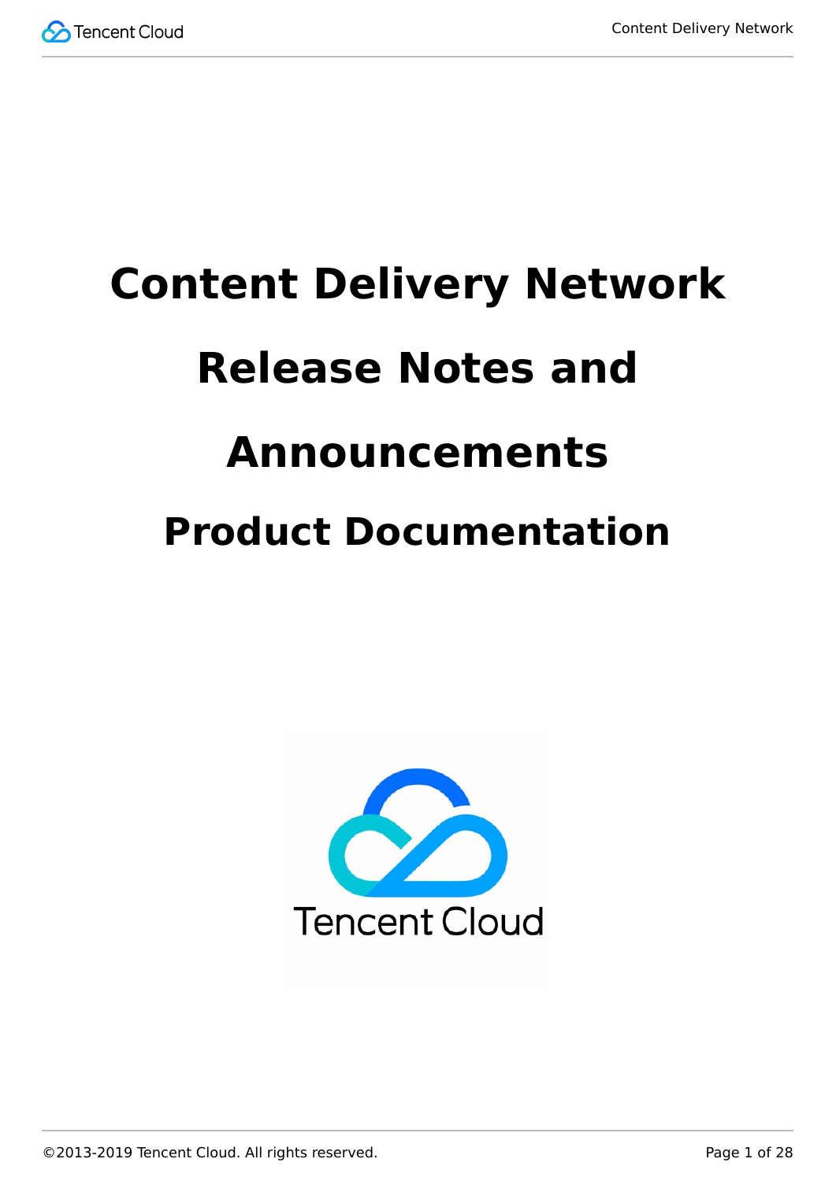# Content Delivery Network

# Release Notes and Announcements

## Product Documentation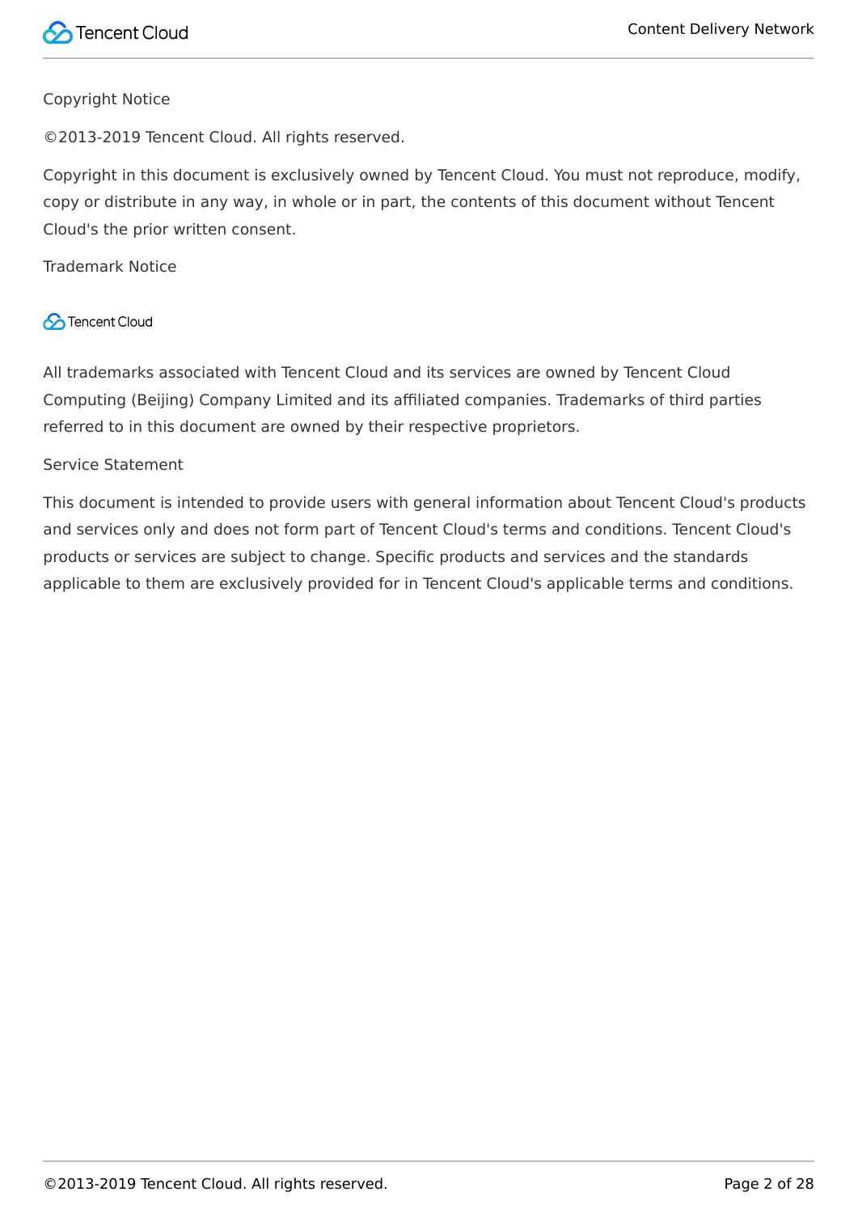Copyright Notice

©2013-2019 Tencent Cloud. All rights reserved.

Copyright in this document is exclusively owned by Tencent Cloud. You must not reproduce, modify, copy or distribute in any way, in whole or in part, the contents of this document without Tencent Cloud's the prior written consent.

Trademark Notice

Tencent Cloud

All trademarks associated with Tencent Cloud and its services are owned by Tencent Cloud Computing (Beijing) Company Limited and its affiliated companies. Trademarks of third parties referred to in this document are owned by their respective proprietors.

Service Statement

This document is intended to provide users with general information about Tencent Cloud's products and services only and does not form part of Tencent Cloud's terms and conditions. Tencent Cloud's products or services are subject to change. Specific products and services and the standards applicable to them are exclusively provided for in Tencent Cloud's applicable terms and conditions.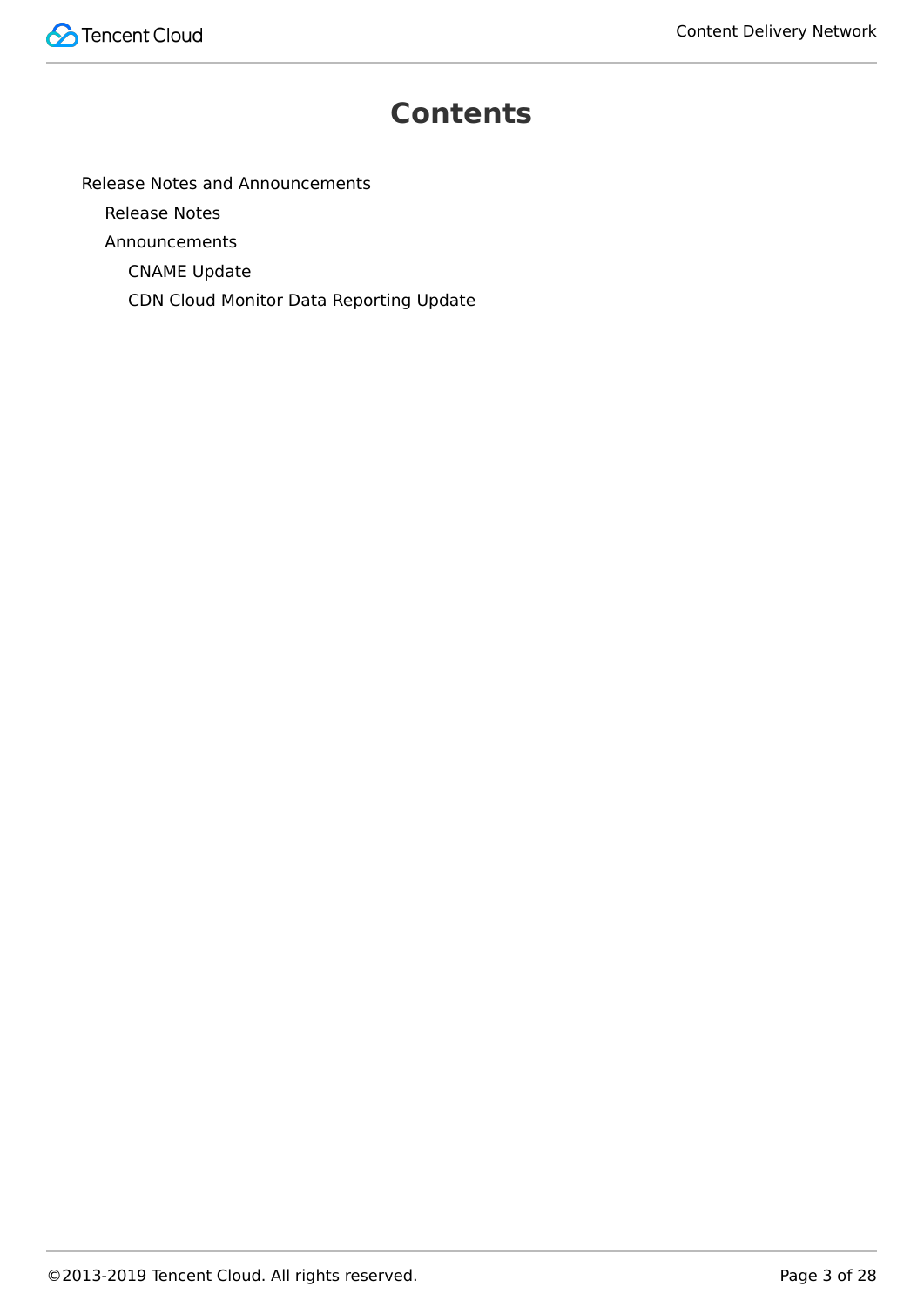# Contents

- Release Notes and Announcements
  - Release Notes
  - Announcements
    - CNAME Update
    - CDN Cloud Monitor Data Reporting Update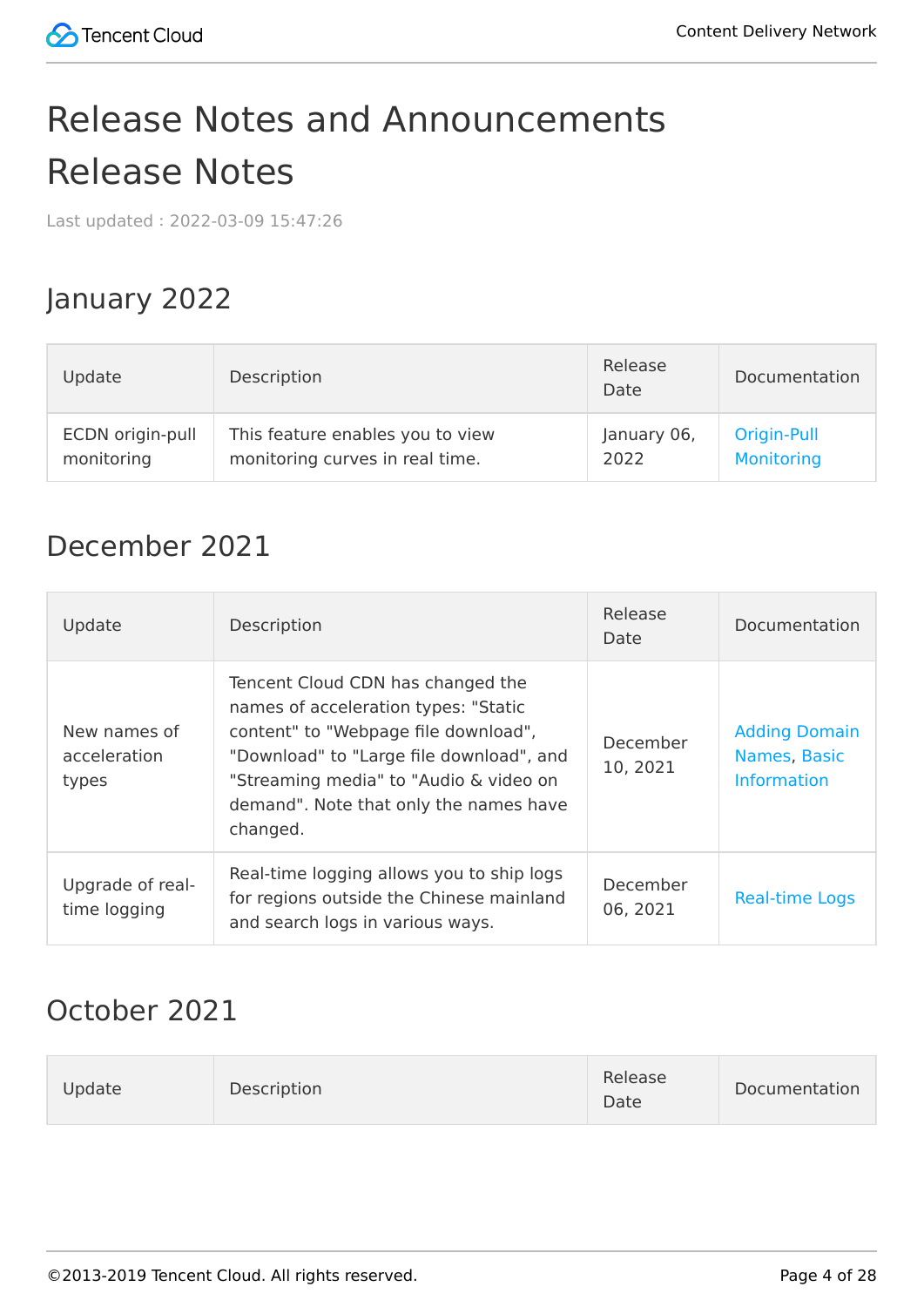# Release Notes and Announcements

# Release Notes

Last updated : 2022-03-09 15:47:26

## January 2022

| Update | Description | Release Date | Documentation |
| --- | --- | --- | --- |
| ECDN origin-pull monitoring | This feature enables you to view monitoring curves in real time. | January 06, 2022 | Origin-Pull Monitoring |

## December 2021

| Update | Description | Release Date | Documentation |
| --- | --- | --- | --- |
| New names of acceleration types | Tencent Cloud CDN has changed the names of acceleration types: "Static content" to "Webpage file download", "Download" to "Large file download", and "Streaming media" to "Audio & video on demand". Note that only the names have changed. | December 10, 2021 | Adding Domain Names, Basic Information |
| Upgrade of real-time logging | Real-time logging allows you to ship logs for regions outside the Chinese mainland and search logs in various ways. | December 06, 2021 | Real-time Logs |

## October 2021

| Update | Description | Release Date | Documentation |
| --- | --- | --- | --- |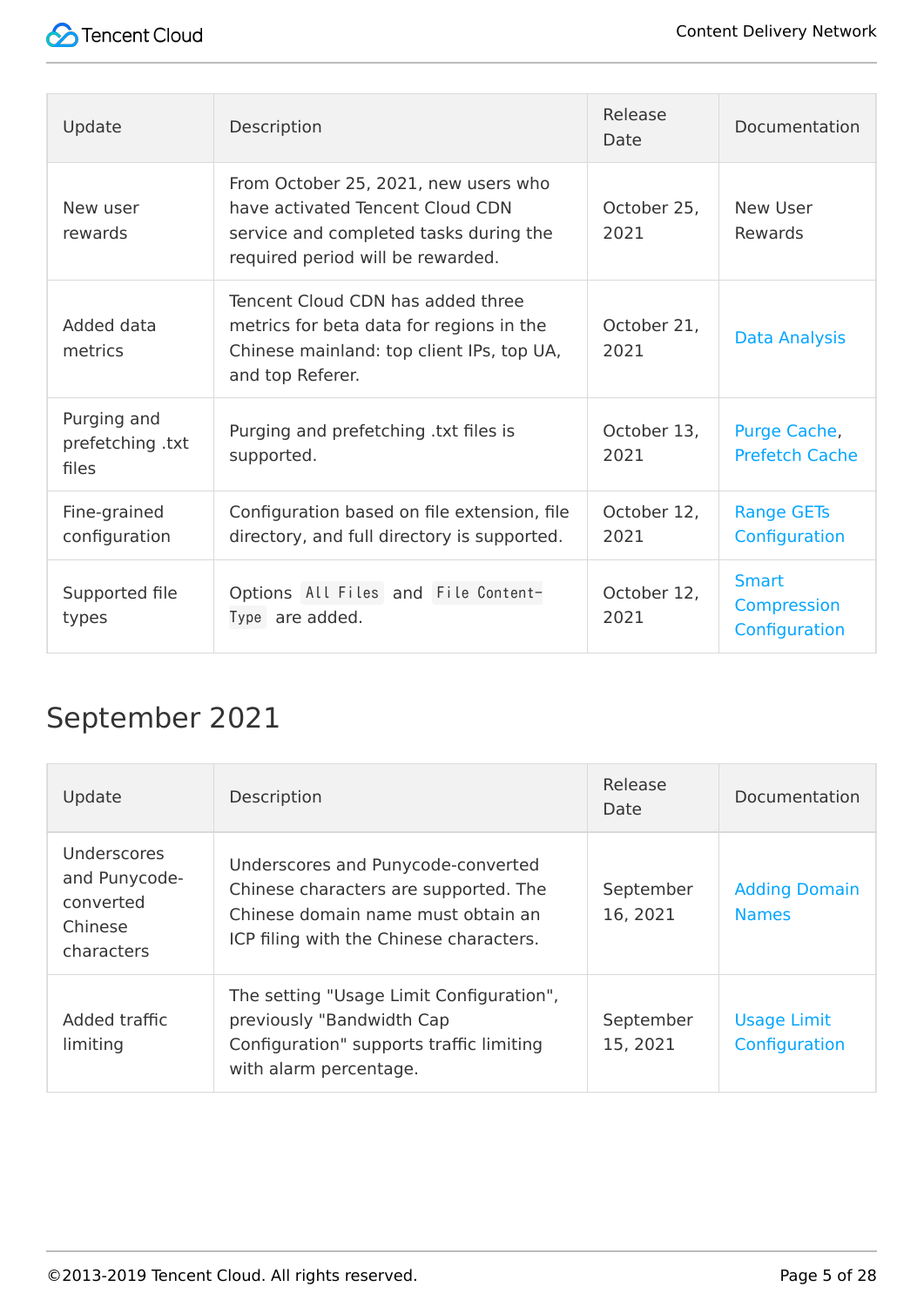| Update | Description | Release Date | Documentation |
| --- | --- | --- | --- |
| New user rewards | From October 25, 2021, new users who have activated Tencent Cloud CDN service and completed tasks during the required period will be rewarded. | October 25, 2021 | New User Rewards |
| Added data metrics | Tencent Cloud CDN has added three metrics for beta data for regions in the Chinese mainland: top client IPs, top UA, and top Referer. | October 21, 2021 | Data Analysis |
| Purging and prefetching .txt files | Purging and prefetching .txt files is supported. | October 13, 2021 | Purge Cache, Prefetch Cache |
| Fine-grained configuration | Configuration based on file extension, file directory, and full directory is supported. | October 12, 2021 | Range GETs Configuration |
| Supported file types | Options `All Files` and `File Content-Type` are added. | October 12, 2021 | Smart Compression Configuration |

## September 2021

| Update | Description | Release Date | Documentation |
| --- | --- | --- | --- |
| Underscores and Punycode-converted Chinese characters | Underscores and Punycode-converted Chinese characters are supported. The Chinese domain name must obtain an ICP filing with the Chinese characters. | September 16, 2021 | Adding Domain Names |
| Added traffic limiting | The setting "Usage Limit Configuration", previously "Bandwidth Cap Configuration" supports traffic limiting with alarm percentage. | September 15, 2021 | Usage Limit Configuration |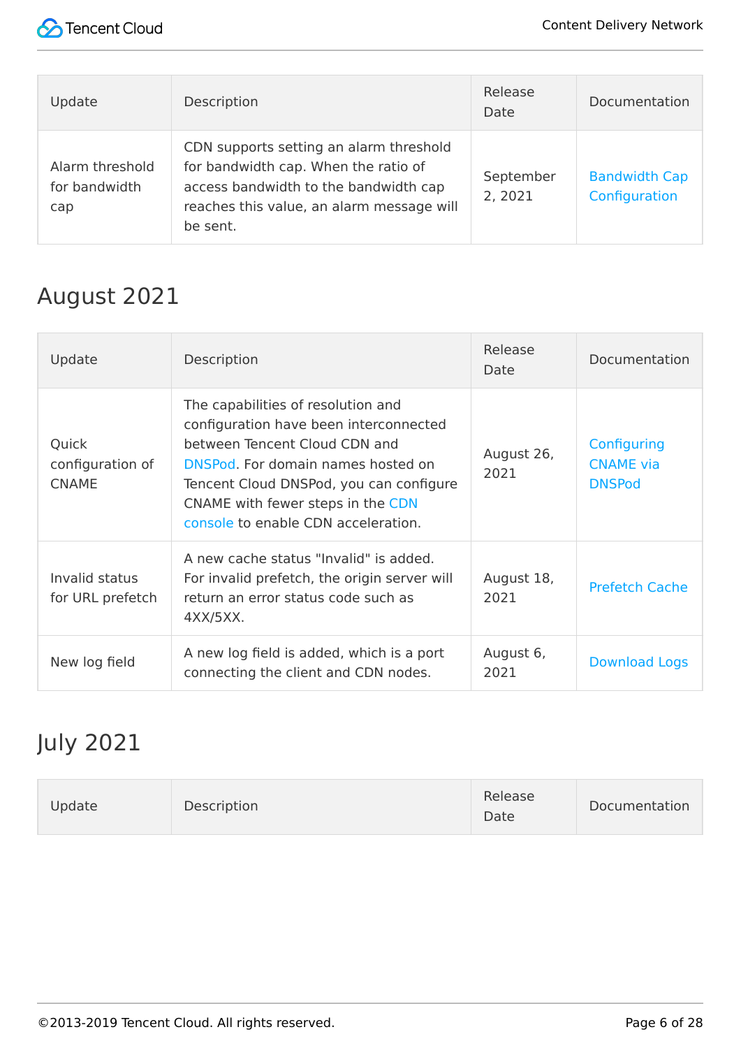| Update | Description | Release Date | Documentation |
| --- | --- | --- | --- |
| Alarm threshold for bandwidth cap | CDN supports setting an alarm threshold for bandwidth cap. When the ratio of access bandwidth to the bandwidth cap reaches this value, an alarm message will be sent. | September 2, 2021 | Bandwidth Cap Configuration |

## August 2021

| Update | Description | Release Date | Documentation |
| --- | --- | --- | --- |
| Quick configuration of CNAME | The capabilities of resolution and configuration have been interconnected between Tencent Cloud CDN and DNSPod. For domain names hosted on Tencent Cloud DNSPod, you can configure CNAME with fewer steps in the CDN console to enable CDN acceleration. | August 26, 2021 | Configuring CNAME via DNSPod |
| Invalid status for URL prefetch | A new cache status "Invalid" is added. For invalid prefetch, the origin server will return an error status code such as 4XX/5XX. | August 18, 2021 | Prefetch Cache |
| New log field | A new log field is added, which is a port connecting the client and CDN nodes. | August 6, 2021 | Download Logs |

## July 2021

| Update | Description | Release Date | Documentation |
| --- | --- | --- | --- |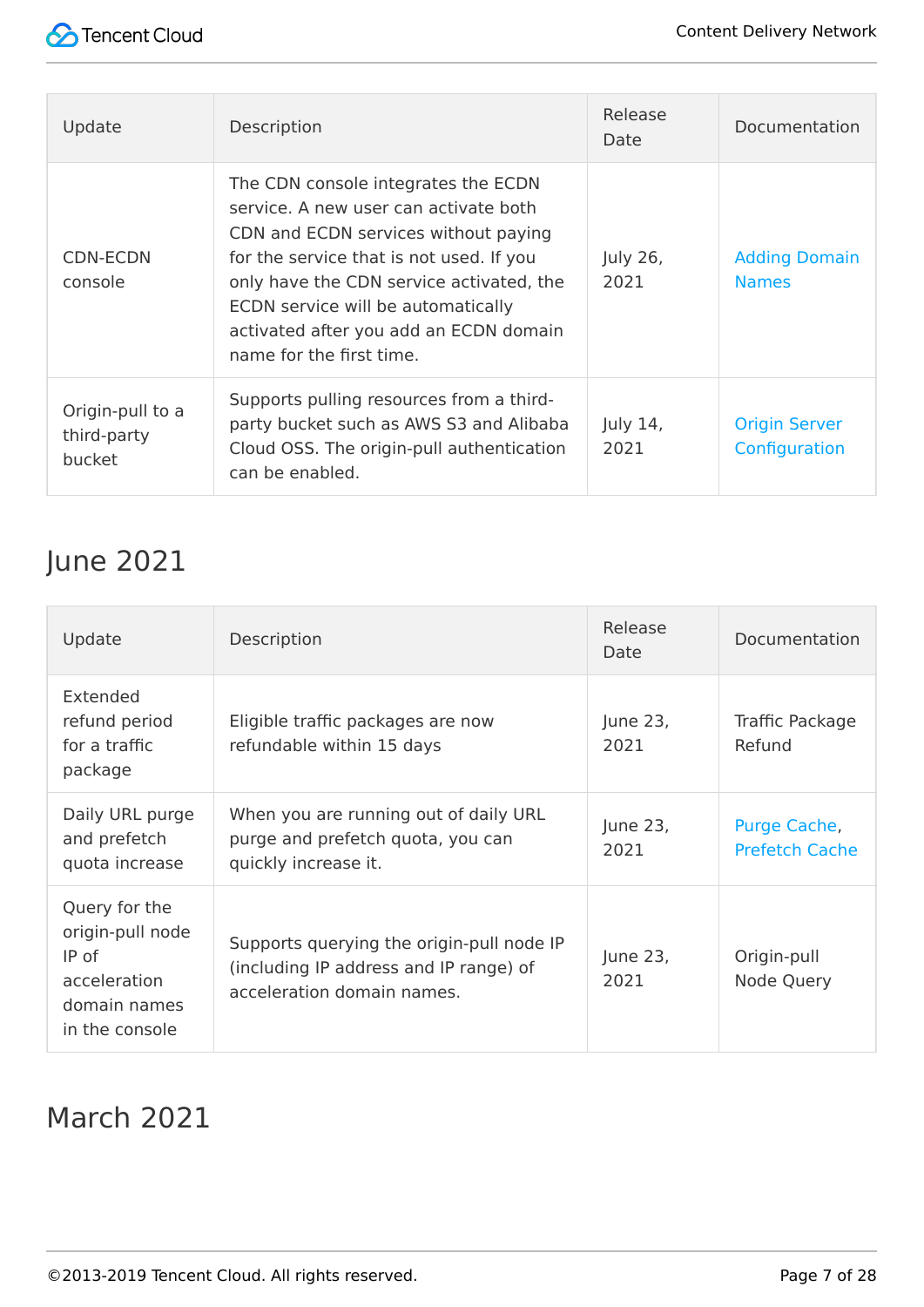| Update | Description | Release Date | Documentation |
| --- | --- | --- | --- |
| CDN-ECDN console | The CDN console integrates the ECDN service. A new user can activate both CDN and ECDN services without paying for the service that is not used. If you only have the CDN service activated, the ECDN service will be automatically activated after you add an ECDN domain name for the first time. | July 26, 2021 | Adding Domain Names |
| Origin-pull to a third-party bucket | Supports pulling resources from a third-party bucket such as AWS S3 and Alibaba Cloud OSS. The origin-pull authentication can be enabled. | July 14, 2021 | Origin Server Configuration |

## June 2021

| Update | Description | Release Date | Documentation |
| --- | --- | --- | --- |
| Extended refund period for a traffic package | Eligible traffic packages are now refundable within 15 days | June 23, 2021 | Traffic Package Refund |
| Daily URL purge and prefetch quota increase | When you are running out of daily URL purge and prefetch quota, you can quickly increase it. | June 23, 2021 | Purge Cache, Prefetch Cache |
| Query for the origin-pull node IP of acceleration domain names in the console | Supports querying the origin-pull node IP (including IP address and IP range) of acceleration domain names. | June 23, 2021 | Origin-pull Node Query |

## March 2021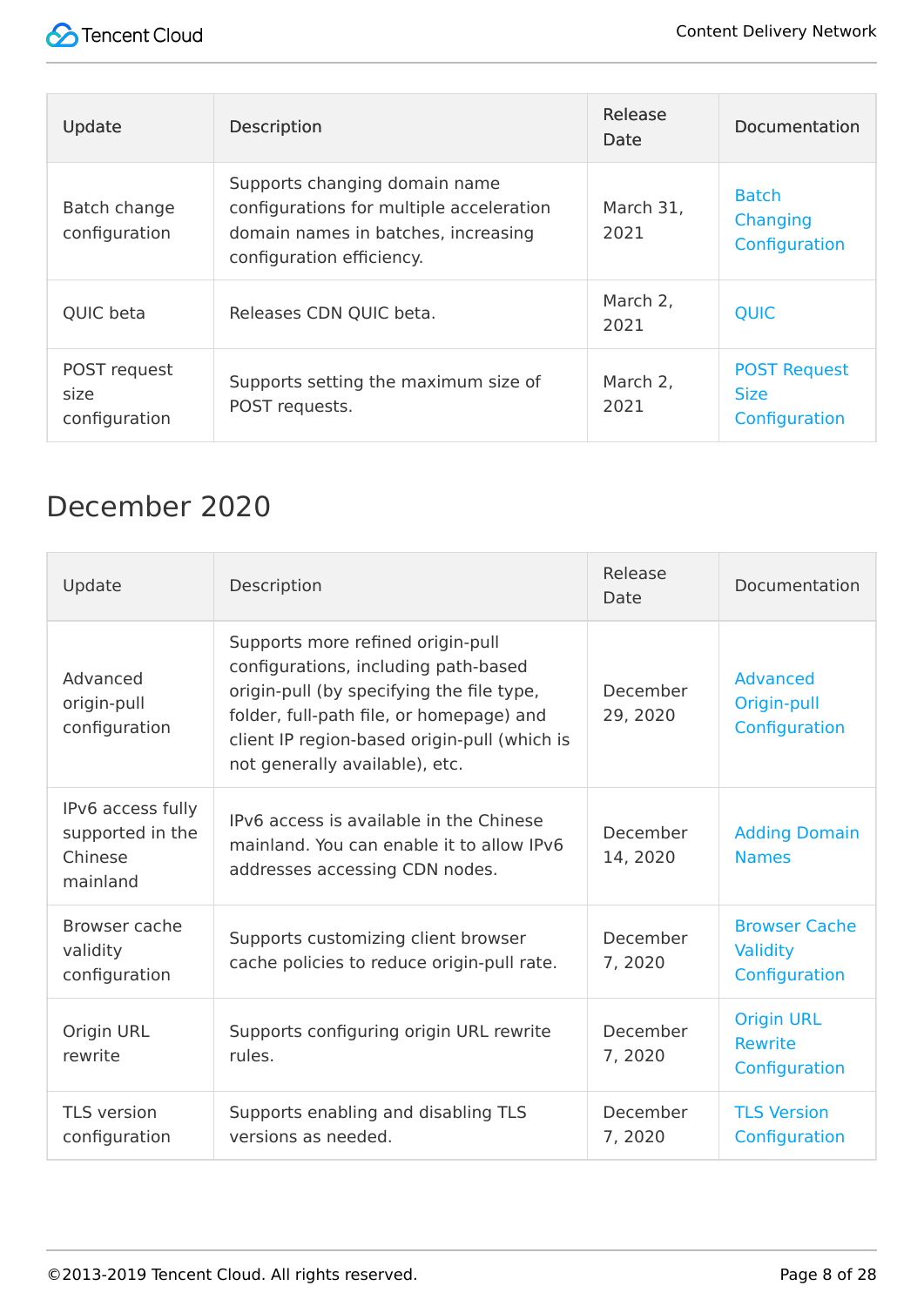| Update | Description | Release Date | Documentation |
| --- | --- | --- | --- |
| Batch change configuration | Supports changing domain name configurations for multiple acceleration domain names in batches, increasing configuration efficiency. | March 31, 2021 | Batch Changing Configuration |
| QUIC beta | Releases CDN QUIC beta. | March 2, 2021 | QUIC |
| POST request size configuration | Supports setting the maximum size of POST requests. | March 2, 2021 | POST Request Size Configuration |

## December 2020

| Update | Description | Release Date | Documentation |
| --- | --- | --- | --- |
| Advanced origin-pull configuration | Supports more refined origin-pull configurations, including path-based origin-pull (by specifying the file type, folder, full-path file, or homepage) and client IP region-based origin-pull (which is not generally available), etc. | December 29, 2020 | Advanced Origin-pull Configuration |
| IPv6 access fully supported in the Chinese mainland | IPv6 access is available in the Chinese mainland. You can enable it to allow IPv6 addresses accessing CDN nodes. | December 14, 2020 | Adding Domain Names |
| Browser cache validity configuration | Supports customizing client browser cache policies to reduce origin-pull rate. | December 7, 2020 | Browser Cache Validity Configuration |
| Origin URL rewrite | Supports configuring origin URL rewrite rules. | December 7, 2020 | Origin URL Rewrite Configuration |
| TLS version configuration | Supports enabling and disabling TLS versions as needed. | December 7, 2020 | TLS Version Configuration |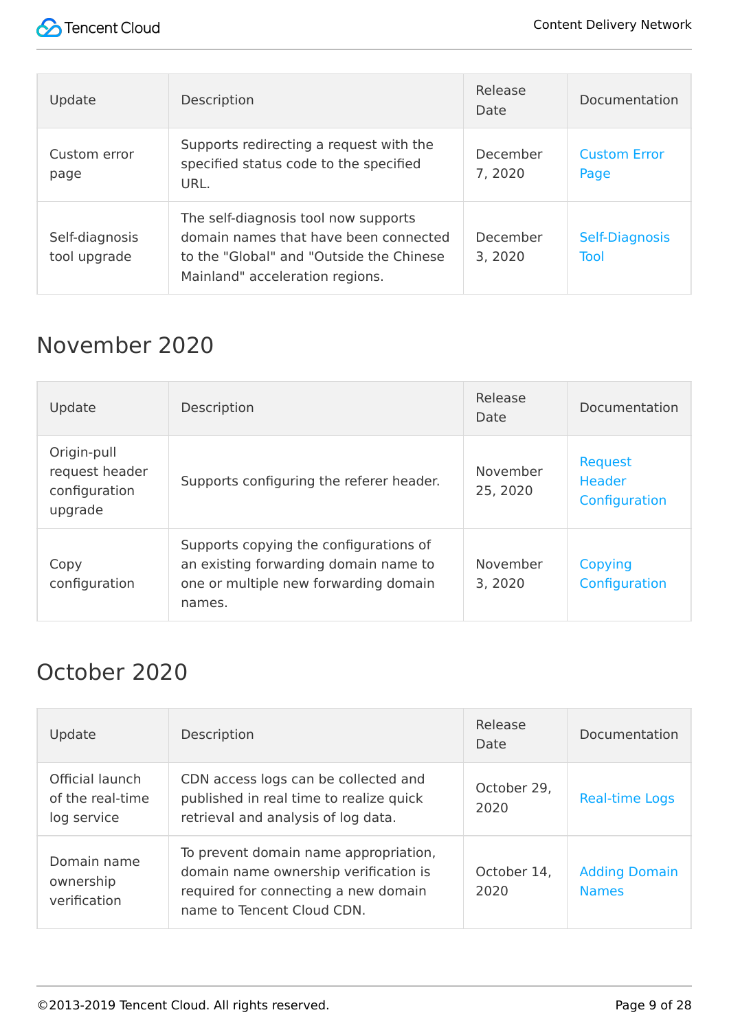| Update | Description | Release Date | Documentation |
| --- | --- | --- | --- |
| Custom error page | Supports redirecting a request with the specified status code to the specified URL. | December 7, 2020 | Custom Error Page |
| Self-diagnosis tool upgrade | The self-diagnosis tool now supports domain names that have been connected to the "Global" and "Outside the Chinese Mainland" acceleration regions. | December 3, 2020 | Self-Diagnosis Tool |

## November 2020

| Update | Description | Release Date | Documentation |
| --- | --- | --- | --- |
| Origin-pull request header configuration upgrade | Supports configuring the referer header. | November 25, 2020 | Request Header Configuration |
| Copy configuration | Supports copying the configurations of an existing forwarding domain name to one or multiple new forwarding domain names. | November 3, 2020 | Copying Configuration |

## October 2020

| Update | Description | Release Date | Documentation |
| --- | --- | --- | --- |
| Official launch of the real-time log service | CDN access logs can be collected and published in real time to realize quick retrieval and analysis of log data. | October 29, 2020 | Real-time Logs |
| Domain name ownership verification | To prevent domain name appropriation, domain name ownership verification is required for connecting a new domain name to Tencent Cloud CDN. | October 14, 2020 | Adding Domain Names |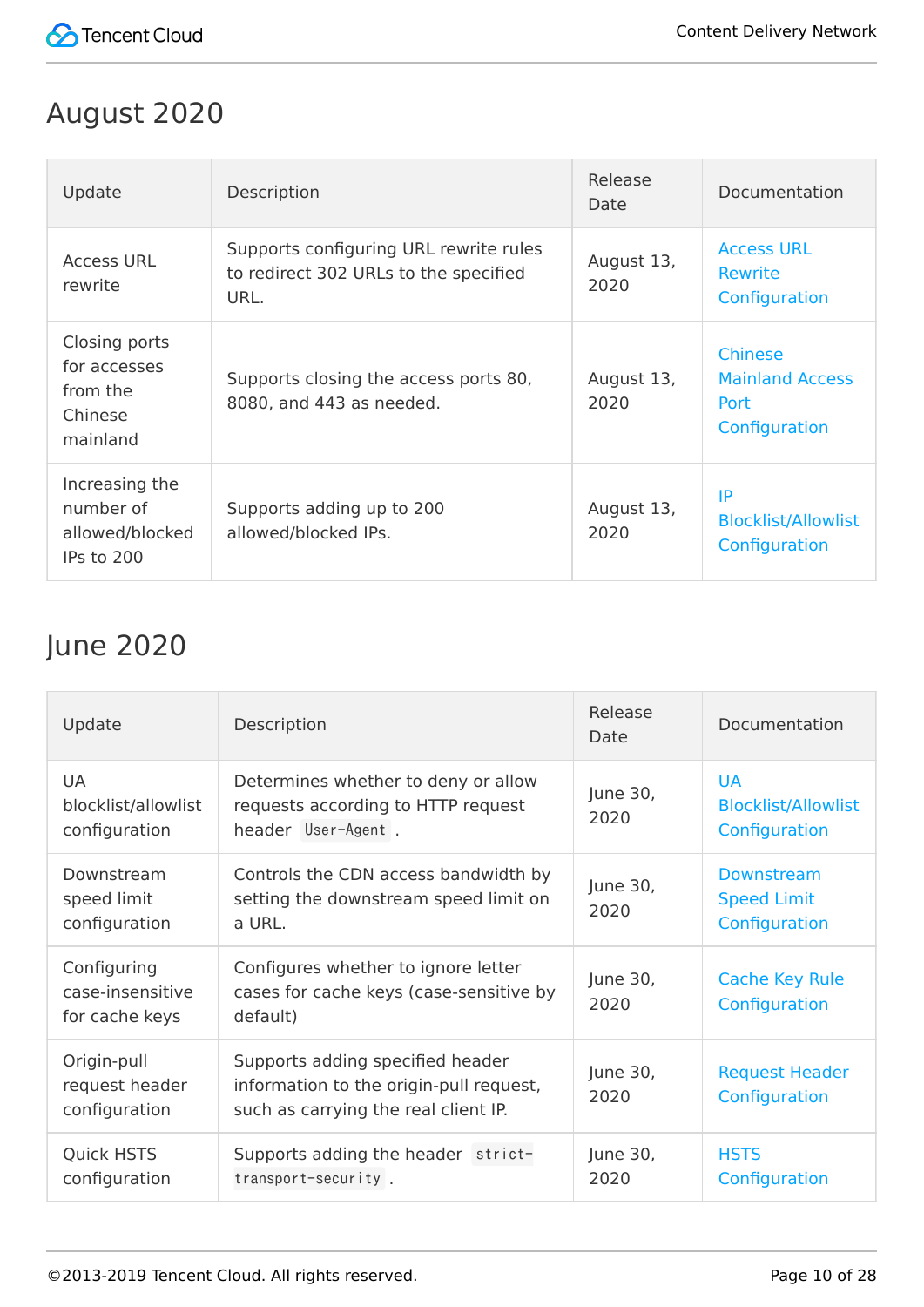## August 2020

| Update | Description | Release Date | Documentation |
| --- | --- | --- | --- |
| Access URL rewrite | Supports configuring URL rewrite rules to redirect 302 URLs to the specified URL. | August 13, 2020 | Access URL Rewrite Configuration |
| Closing ports for accesses from the Chinese mainland | Supports closing the access ports 80, 8080, and 443 as needed. | August 13, 2020 | Chinese Mainland Access Port Configuration |
| Increasing the number of allowed/blocked IPs to 200 | Supports adding up to 200 allowed/blocked IPs. | August 13, 2020 | IP Blocklist/Allowlist Configuration |

## June 2020

| Update | Description | Release Date | Documentation |
| --- | --- | --- | --- |
| UA blocklist/allowlist configuration | Determines whether to deny or allow requests according to HTTP request header `User-Agent` . | June 30, 2020 | UA Blocklist/Allowlist Configuration |
| Downstream speed limit configuration | Controls the CDN access bandwidth by setting the downstream speed limit on a URL. | June 30, 2020 | Downstream Speed Limit Configuration |
| Configuring case-insensitive for cache keys | Configures whether to ignore letter cases for cache keys (case-sensitive by default) | June 30, 2020 | Cache Key Rule Configuration |
| Origin-pull request header configuration | Supports adding specified header information to the origin-pull request, such as carrying the real client IP. | June 30, 2020 | Request Header Configuration |
| Quick HSTS configuration | Supports adding the header `strict-transport-security` . | June 30, 2020 | HSTS Configuration |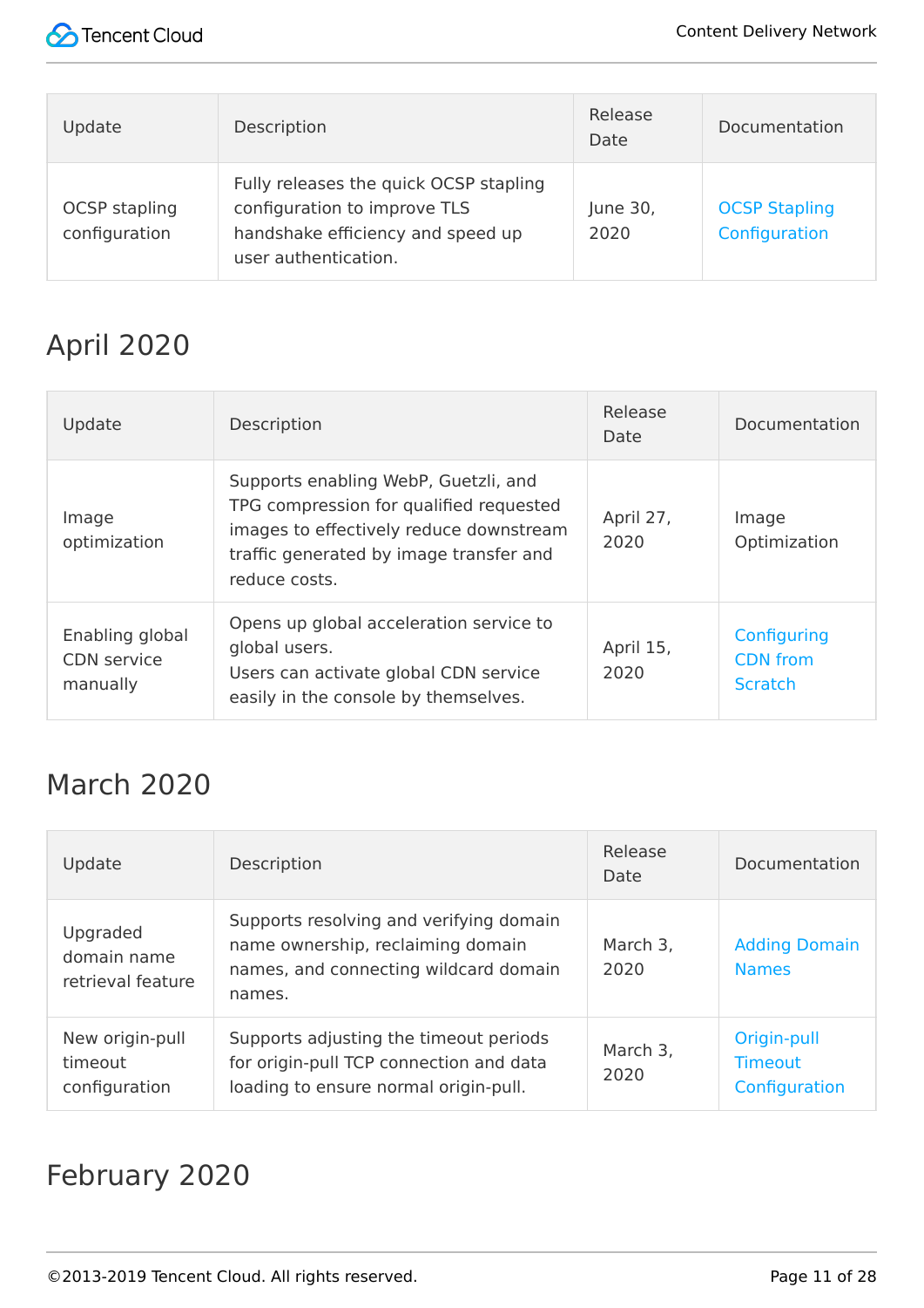| Update | Description | Release Date | Documentation |
| --- | --- | --- | --- |
| OCSP stapling configuration | Fully releases the quick OCSP stapling configuration to improve TLS handshake efficiency and speed up user authentication. | June 30, 2020 | OCSP Stapling Configuration |

## April 2020

| Update | Description | Release Date | Documentation |
| --- | --- | --- | --- |
| Image optimization | Supports enabling WebP, Guetzli, and TPG compression for qualified requested images to effectively reduce downstream traffic generated by image transfer and reduce costs. | April 27, 2020 | Image Optimization |
| Enabling global CDN service manually | Opens up global acceleration service to global users.<br>Users can activate global CDN service easily in the console by themselves. | April 15, 2020 | Configuring CDN from Scratch |

## March 2020

| Update | Description | Release Date | Documentation |
| --- | --- | --- | --- |
| Upgraded domain name retrieval feature | Supports resolving and verifying domain name ownership, reclaiming domain names, and connecting wildcard domain names. | March 3, 2020 | Adding Domain Names |
| New origin-pull timeout configuration | Supports adjusting the timeout periods for origin-pull TCP connection and data loading to ensure normal origin-pull. | March 3, 2020 | Origin-pull Timeout Configuration |

## February 2020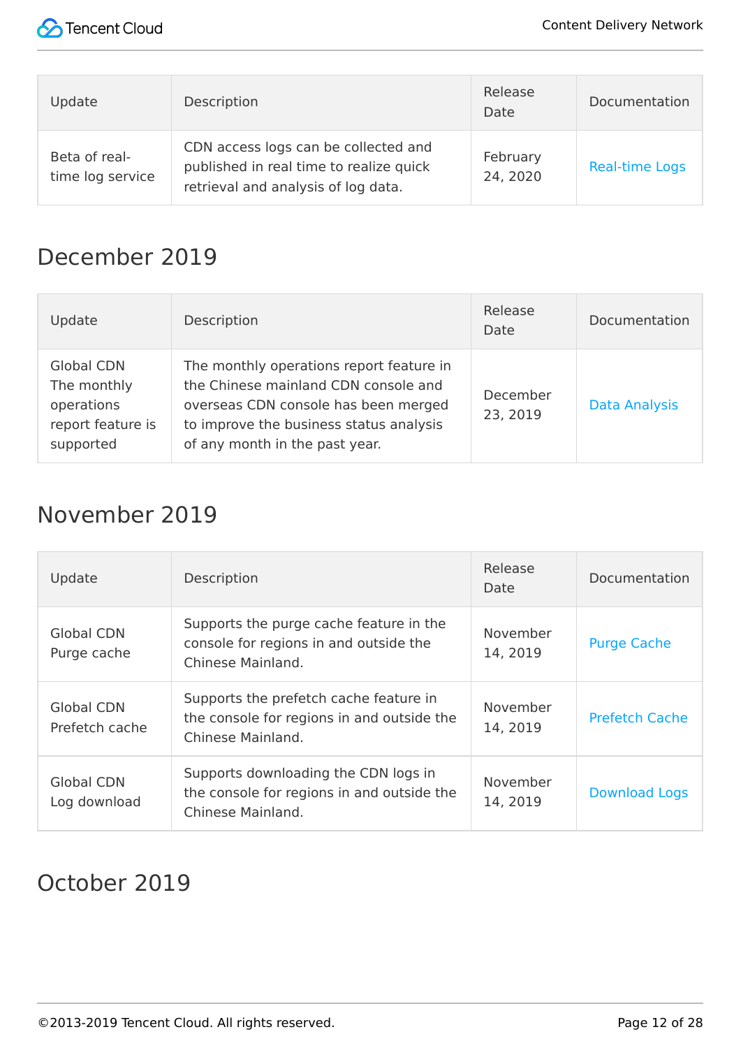| Update | Description | Release Date | Documentation |
| --- | --- | --- | --- |
| Beta of real-time log service | CDN access logs can be collected and published in real time to realize quick retrieval and analysis of log data. | February 24, 2020 | Real-time Logs |

## December 2019

| Update | Description | Release Date | Documentation |
| --- | --- | --- | --- |
| Global CDN The monthly operations report feature is supported | The monthly operations report feature in the Chinese mainland CDN console and overseas CDN console has been merged to improve the business status analysis of any month in the past year. | December 23, 2019 | Data Analysis |

## November 2019

| Update | Description | Release Date | Documentation |
| --- | --- | --- | --- |
| Global CDN Purge cache | Supports the purge cache feature in the console for regions in and outside the Chinese Mainland. | November 14, 2019 | Purge Cache |
| Global CDN Prefetch cache | Supports the prefetch cache feature in the console for regions in and outside the Chinese Mainland. | November 14, 2019 | Prefetch Cache |
| Global CDN Log download | Supports downloading the CDN logs in the console for regions in and outside the Chinese Mainland. | November 14, 2019 | Download Logs |

## October 2019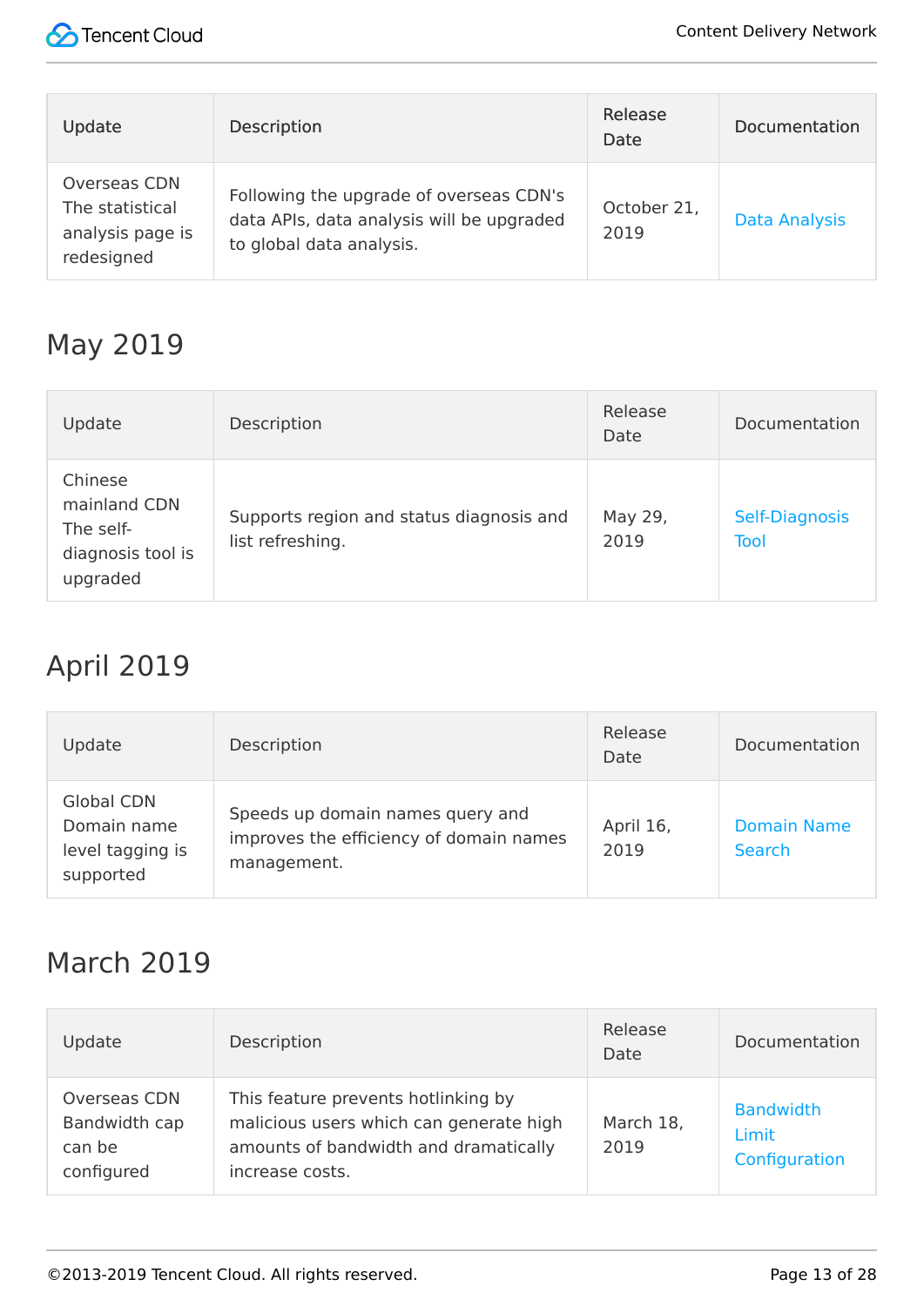| Update | Description | Release Date | Documentation |
| --- | --- | --- | --- |
| Overseas CDN The statistical analysis page is redesigned | Following the upgrade of overseas CDN's data APIs, data analysis will be upgraded to global data analysis. | October 21, 2019 | Data Analysis |

## May 2019

| Update | Description | Release Date | Documentation |
| --- | --- | --- | --- |
| Chinese mainland CDN The self-diagnosis tool is upgraded | Supports region and status diagnosis and list refreshing. | May 29, 2019 | Self-Diagnosis Tool |

## April 2019

| Update | Description | Release Date | Documentation |
| --- | --- | --- | --- |
| Global CDN Domain name level tagging is supported | Speeds up domain names query and improves the efficiency of domain names management. | April 16, 2019 | Domain Name Search |

## March 2019

| Update | Description | Release Date | Documentation |
| --- | --- | --- | --- |
| Overseas CDN Bandwidth cap can be configured | This feature prevents hotlinking by malicious users which can generate high amounts of bandwidth and dramatically increase costs. | March 18, 2019 | Bandwidth Limit Configuration |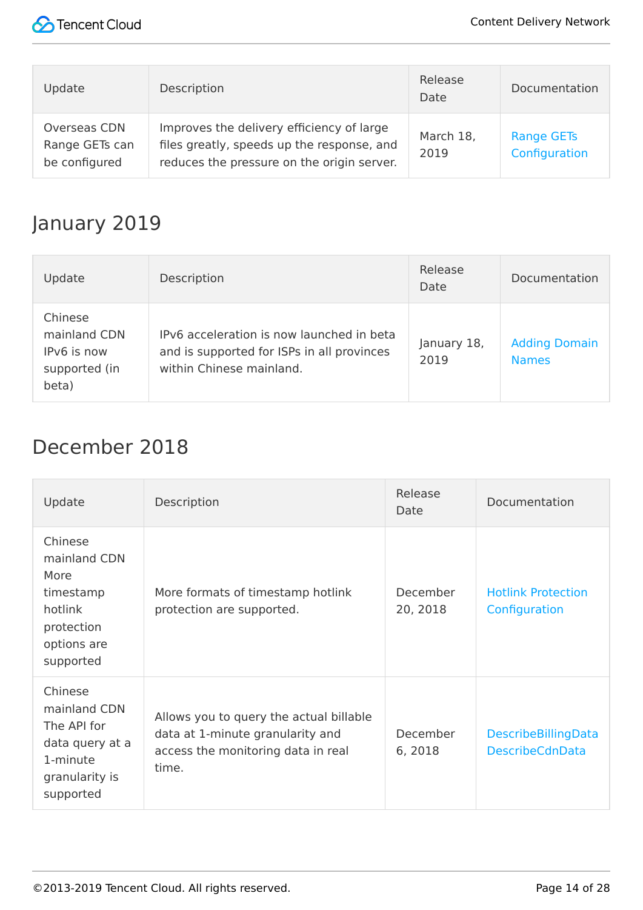| Update | Description | Release Date | Documentation |
| --- | --- | --- | --- |
| Overseas CDN Range GETs can be configured | Improves the delivery efficiency of large files greatly, speeds up the response, and reduces the pressure on the origin server. | March 18, 2019 | Range GETs Configuration |

## January 2019

| Update | Description | Release Date | Documentation |
| --- | --- | --- | --- |
| Chinese mainland CDN IPv6 is now supported (in beta) | IPv6 acceleration is now launched in beta and is supported for ISPs in all provinces within Chinese mainland. | January 18, 2019 | Adding Domain Names |

## December 2018

| Update | Description | Release Date | Documentation |
| --- | --- | --- | --- |
| Chinese mainland CDN More timestamp hotlink protection options are supported | More formats of timestamp hotlink protection are supported. | December 20, 2018 | Hotlink Protection Configuration |
| Chinese mainland CDN The API for data query at a 1-minute granularity is supported | Allows you to query the actual billable data at 1-minute granularity and access the monitoring data in real time. | December 6, 2018 | DescribeBillingData DescribeCdnData |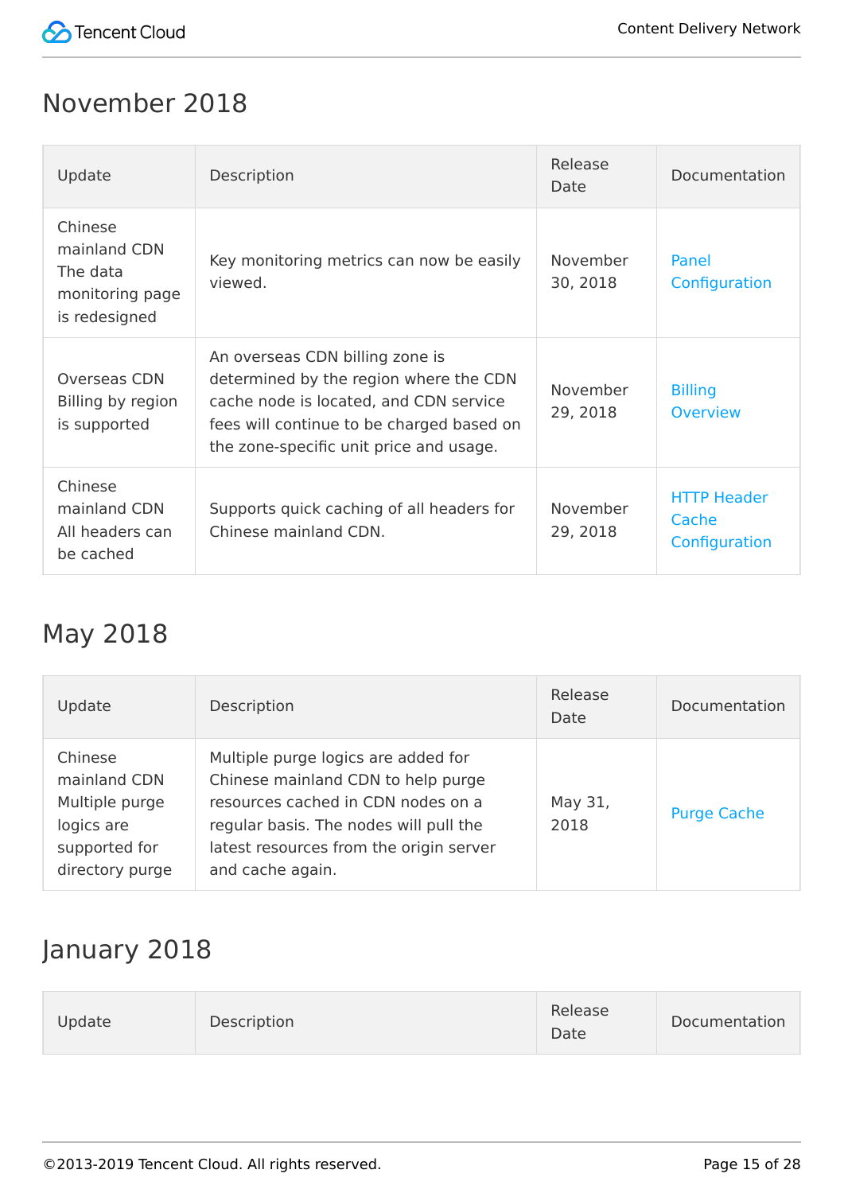## November 2018

| Update | Description | Release Date | Documentation |
| --- | --- | --- | --- |
| Chinese mainland CDN The data monitoring page is redesigned | Key monitoring metrics can now be easily viewed. | November 30, 2018 | Panel Configuration |
| Overseas CDN Billing by region is supported | An overseas CDN billing zone is determined by the region where the CDN cache node is located, and CDN service fees will continue to be charged based on the zone-specific unit price and usage. | November 29, 2018 | Billing Overview |
| Chinese mainland CDN All headers can be cached | Supports quick caching of all headers for Chinese mainland CDN. | November 29, 2018 | HTTP Header Cache Configuration |

## May 2018

| Update | Description | Release Date | Documentation |
| --- | --- | --- | --- |
| Chinese mainland CDN Multiple purge logics are supported for directory purge | Multiple purge logics are added for Chinese mainland CDN to help purge resources cached in CDN nodes on a regular basis. The nodes will pull the latest resources from the origin server and cache again. | May 31, 2018 | Purge Cache |

## January 2018

| Update | Description | Release Date | Documentation |
| --- | --- | --- | --- |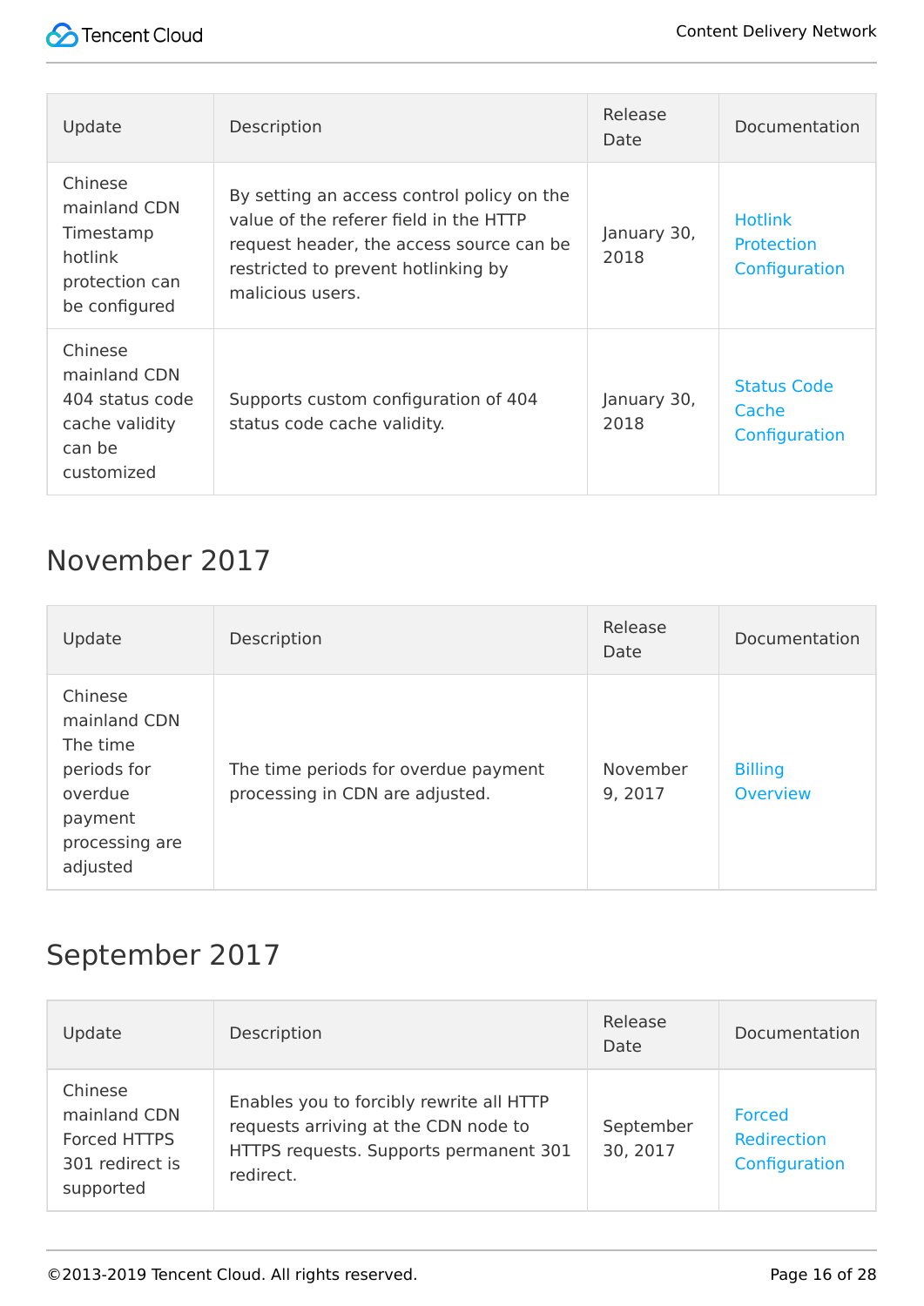| Update | Description | Release Date | Documentation |
| --- | --- | --- | --- |
| Chinese mainland CDN Timestamp hotlink protection can be configured | By setting an access control policy on the value of the referer field in the HTTP request header, the access source can be restricted to prevent hotlinking by malicious users. | January 30, 2018 | Hotlink Protection Configuration |
| Chinese mainland CDN 404 status code cache validity can be customized | Supports custom configuration of 404 status code cache validity. | January 30, 2018 | Status Code Cache Configuration |

## November 2017

| Update | Description | Release Date | Documentation |
| --- | --- | --- | --- |
| Chinese mainland CDN The time periods for overdue payment processing are adjusted | The time periods for overdue payment processing in CDN are adjusted. | November 9, 2017 | Billing Overview |

## September 2017

| Update | Description | Release Date | Documentation |
| --- | --- | --- | --- |
| Chinese mainland CDN Forced HTTPS 301 redirect is supported | Enables you to forcibly rewrite all HTTP requests arriving at the CDN node to HTTPS requests. Supports permanent 301 redirect. | September 30, 2017 | Forced Redirection Configuration |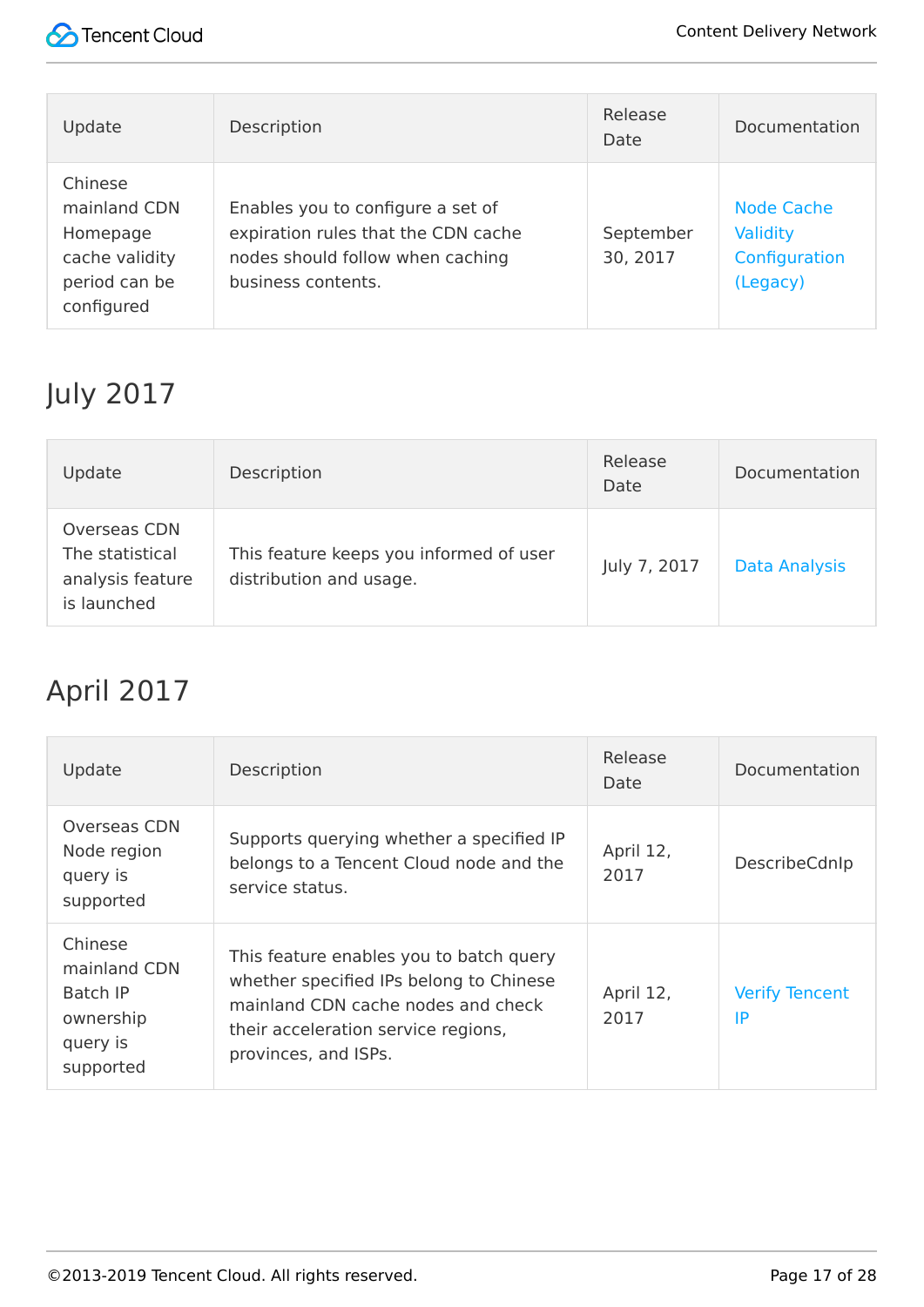| Update | Description | Release Date | Documentation |
| --- | --- | --- | --- |
| Chinese mainland CDN Homepage cache validity period can be configured | Enables you to configure a set of expiration rules that the CDN cache nodes should follow when caching business contents. | September 30, 2017 | Node Cache Validity Configuration (Legacy) |

## July 2017

| Update | Description | Release Date | Documentation |
| --- | --- | --- | --- |
| Overseas CDN The statistical analysis feature is launched | This feature keeps you informed of user distribution and usage. | July 7, 2017 | Data Analysis |

## April 2017

| Update | Description | Release Date | Documentation |
| --- | --- | --- | --- |
| Overseas CDN Node region query is supported | Supports querying whether a specified IP belongs to a Tencent Cloud node and the service status. | April 12, 2017 | DescribeCdnIp |
| Chinese mainland CDN Batch IP ownership query is supported | This feature enables you to batch query whether specified IPs belong to Chinese mainland CDN cache nodes and check their acceleration service regions, provinces, and ISPs. | April 12, 2017 | Verify Tencent IP |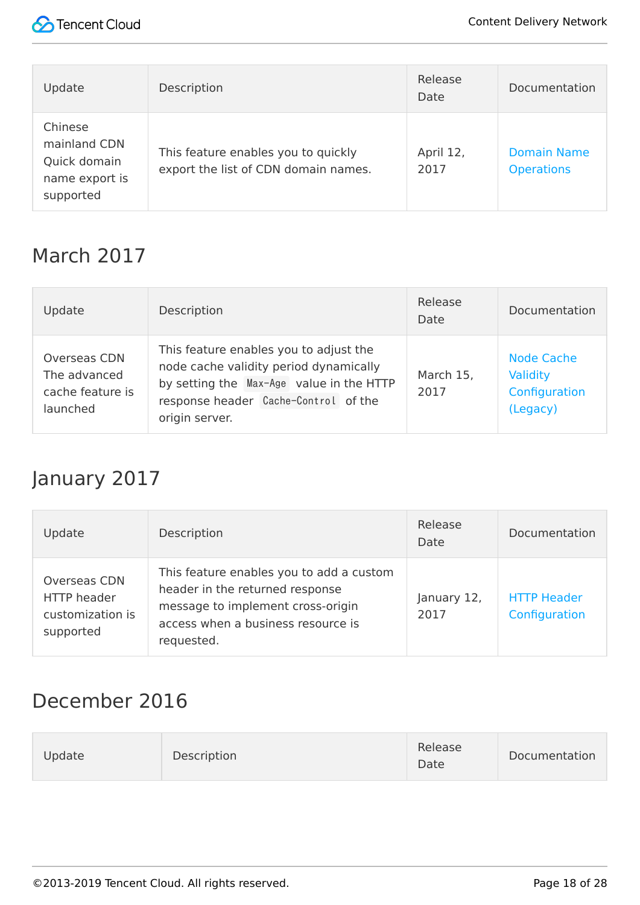| Update | Description | Release Date | Documentation |
| --- | --- | --- | --- |
| Chinese mainland CDN Quick domain name export is supported | This feature enables you to quickly export the list of CDN domain names. | April 12, 2017 | Domain Name Operations |

## March 2017

| Update | Description | Release Date | Documentation |
| --- | --- | --- | --- |
| Overseas CDN The advanced cache feature is launched | This feature enables you to adjust the node cache validity period dynamically by setting the `Max-Age` value in the HTTP response header `Cache-Control` of the origin server. | March 15, 2017 | Node Cache Validity Configuration (Legacy) |

## January 2017

| Update | Description | Release Date | Documentation |
| --- | --- | --- | --- |
| Overseas CDN HTTP header customization is supported | This feature enables you to add a custom header in the returned response message to implement cross-origin access when a business resource is requested. | January 12, 2017 | HTTP Header Configuration |

## December 2016

| Update | Description | Release Date | Documentation |
| --- | --- | --- | --- |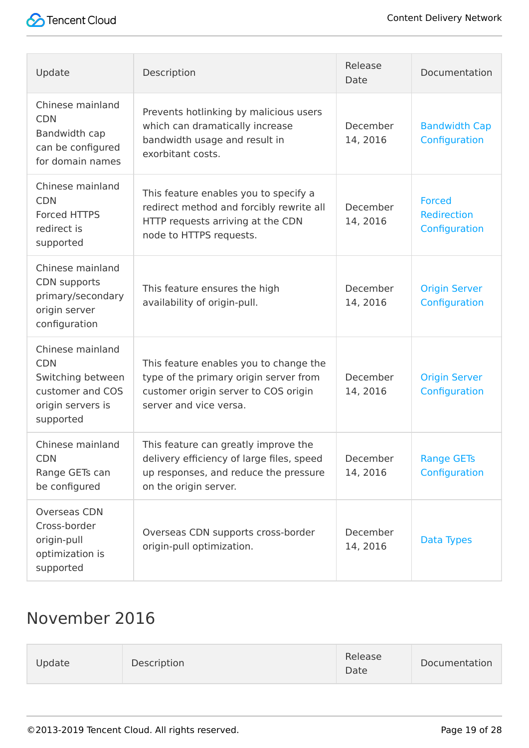| Update | Description | Release Date | Documentation |
| --- | --- | --- | --- |
| Chinese mainland CDN Bandwidth cap can be configured for domain names | Prevents hotlinking by malicious users which can dramatically increase bandwidth usage and result in exorbitant costs. | December 14, 2016 | Bandwidth Cap Configuration |
| Chinese mainland CDN Forced HTTPS redirect is supported | This feature enables you to specify a redirect method and forcibly rewrite all HTTP requests arriving at the CDN node to HTTPS requests. | December 14, 2016 | Forced Redirection Configuration |
| Chinese mainland CDN supports primary/secondary origin server configuration | This feature ensures the high availability of origin-pull. | December 14, 2016 | Origin Server Configuration |
| Chinese mainland CDN Switching between customer and COS origin servers is supported | This feature enables you to change the type of the primary origin server from customer origin server to COS origin server and vice versa. | December 14, 2016 | Origin Server Configuration |
| Chinese mainland CDN Range GETs can be configured | This feature can greatly improve the delivery efficiency of large files, speed up responses, and reduce the pressure on the origin server. | December 14, 2016 | Range GETs Configuration |
| Overseas CDN Cross-border origin-pull optimization is supported | Overseas CDN supports cross-border origin-pull optimization. | December 14, 2016 | Data Types |

## November 2016

| Update | Description | Release Date | Documentation |
| --- | --- | --- | --- |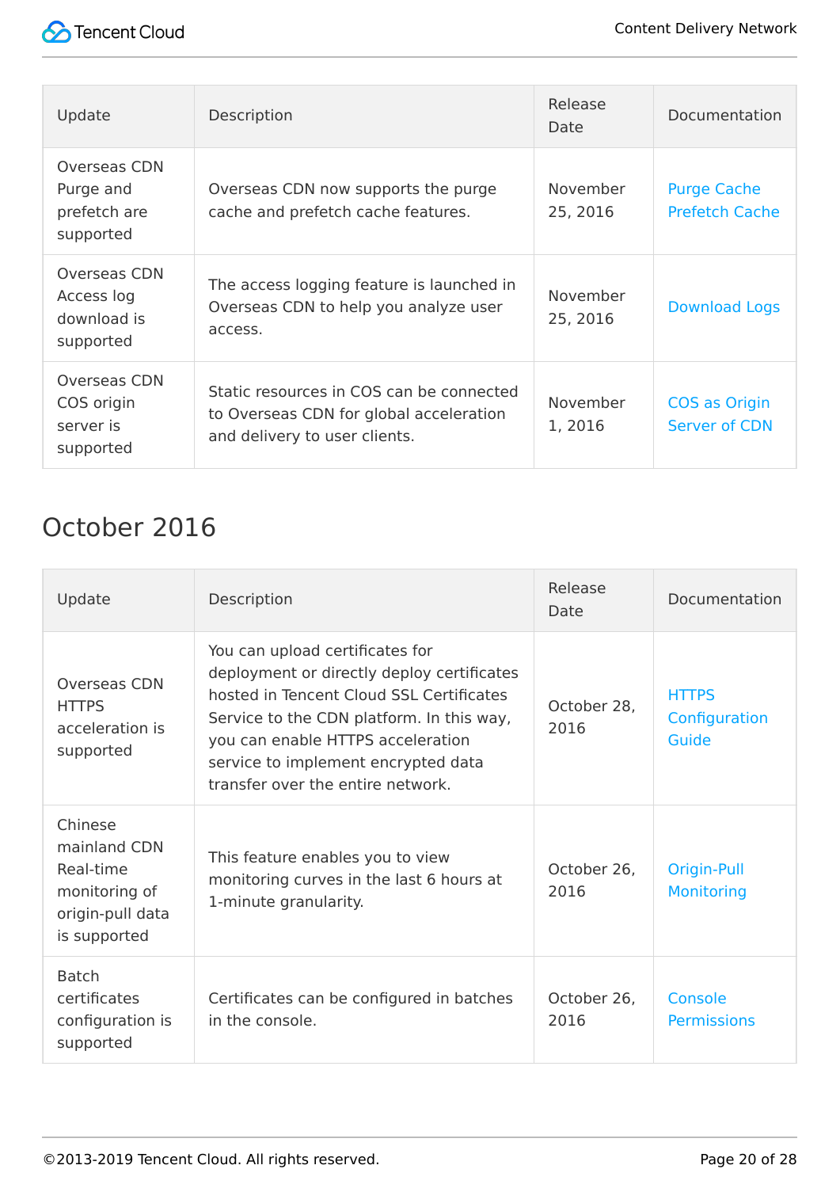| Update | Description | Release Date | Documentation |
| --- | --- | --- | --- |
| Overseas CDN Purge and prefetch are supported | Overseas CDN now supports the purge cache and prefetch cache features. | November 25, 2016 | Purge Cache Prefetch Cache |
| Overseas CDN Access log download is supported | The access logging feature is launched in Overseas CDN to help you analyze user access. | November 25, 2016 | Download Logs |
| Overseas CDN COS origin server is supported | Static resources in COS can be connected to Overseas CDN for global acceleration and delivery to user clients. | November 1, 2016 | COS as Origin Server of CDN |

## October 2016

| Update | Description | Release Date | Documentation |
| --- | --- | --- | --- |
| Overseas CDN HTTPS acceleration is supported | You can upload certificates for deployment or directly deploy certificates hosted in Tencent Cloud SSL Certificates Service to the CDN platform. In this way, you can enable HTTPS acceleration service to implement encrypted data transfer over the entire network. | October 28, 2016 | HTTPS Configuration Guide |
| Chinese mainland CDN Real-time monitoring of origin-pull data is supported | This feature enables you to view monitoring curves in the last 6 hours at 1-minute granularity. | October 26, 2016 | Origin-Pull Monitoring |
| Batch certificates configuration is supported | Certificates can be configured in batches in the console. | October 26, 2016 | Console Permissions |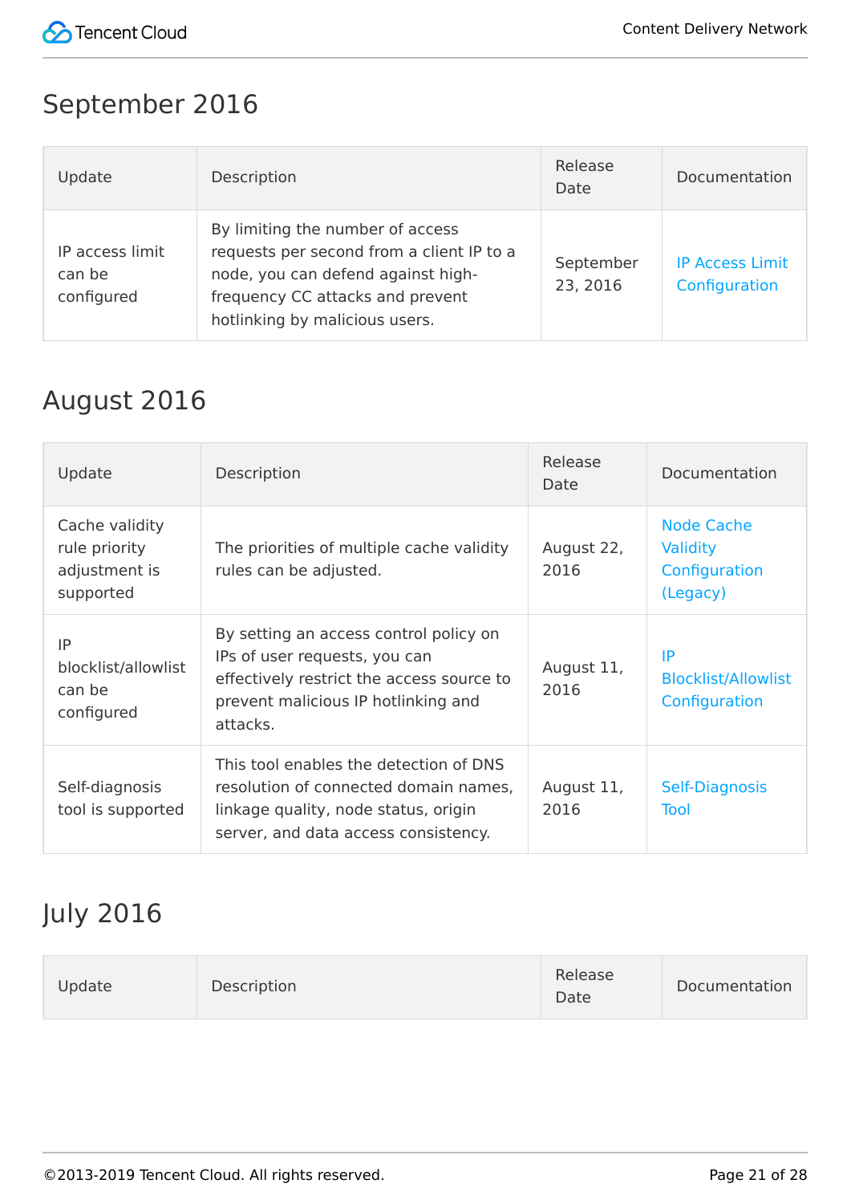## September 2016

| Update | Description | Release Date | Documentation |
| --- | --- | --- | --- |
| IP access limit can be configured | By limiting the number of access requests per second from a client IP to a node, you can defend against high-frequency CC attacks and prevent hotlinking by malicious users. | September 23, 2016 | IP Access Limit Configuration |

## August 2016

| Update | Description | Release Date | Documentation |
| --- | --- | --- | --- |
| Cache validity rule priority adjustment is supported | The priorities of multiple cache validity rules can be adjusted. | August 22, 2016 | Node Cache Validity Configuration (Legacy) |
| IP blocklist/allowlist can be configured | By setting an access control policy on IPs of user requests, you can effectively restrict the access source to prevent malicious IP hotlinking and attacks. | August 11, 2016 | IP Blocklist/Allowlist Configuration |
| Self-diagnosis tool is supported | This tool enables the detection of DNS resolution of connected domain names, linkage quality, node status, origin server, and data access consistency. | August 11, 2016 | Self-Diagnosis Tool |

## July 2016

| Update | Description | Release Date | Documentation |
| --- | --- | --- | --- |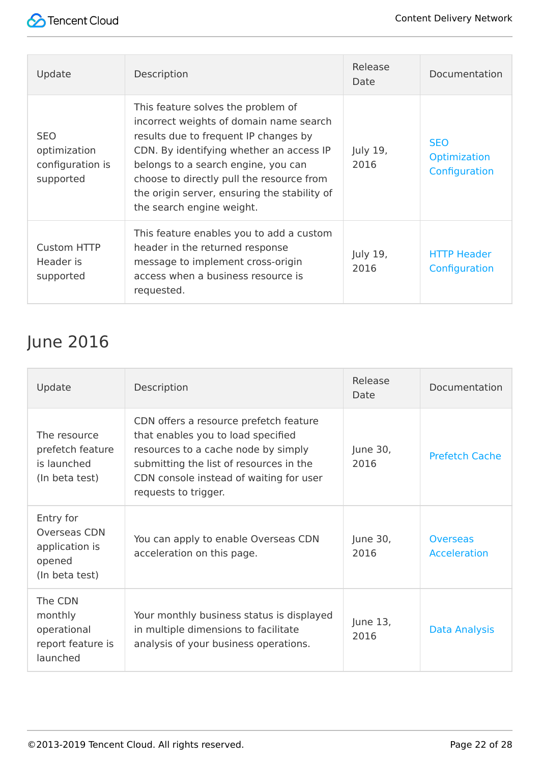| Update | Description | Release Date | Documentation |
| --- | --- | --- | --- |
| SEO optimization configuration is supported | This feature solves the problem of incorrect weights of domain name search results due to frequent IP changes by CDN. By identifying whether an access IP belongs to a search engine, you can choose to directly pull the resource from the origin server, ensuring the stability of the search engine weight. | July 19, 2016 | SEO Optimization Configuration |
| Custom HTTP Header is supported | This feature enables you to add a custom header in the returned response message to implement cross-origin access when a business resource is requested. | July 19, 2016 | HTTP Header Configuration |

## June 2016

| Update | Description | Release Date | Documentation |
| --- | --- | --- | --- |
| The resource prefetch feature is launched (In beta test) | CDN offers a resource prefetch feature that enables you to load specified resources to a cache node by simply submitting the list of resources in the CDN console instead of waiting for user requests to trigger. | June 30, 2016 | Prefetch Cache |
| Entry for Overseas CDN application is opened (In beta test) | You can apply to enable Overseas CDN acceleration on this page. | June 30, 2016 | Overseas Acceleration |
| The CDN monthly operational report feature is launched | Your monthly business status is displayed in multiple dimensions to facilitate analysis of your business operations. | June 13, 2016 | Data Analysis |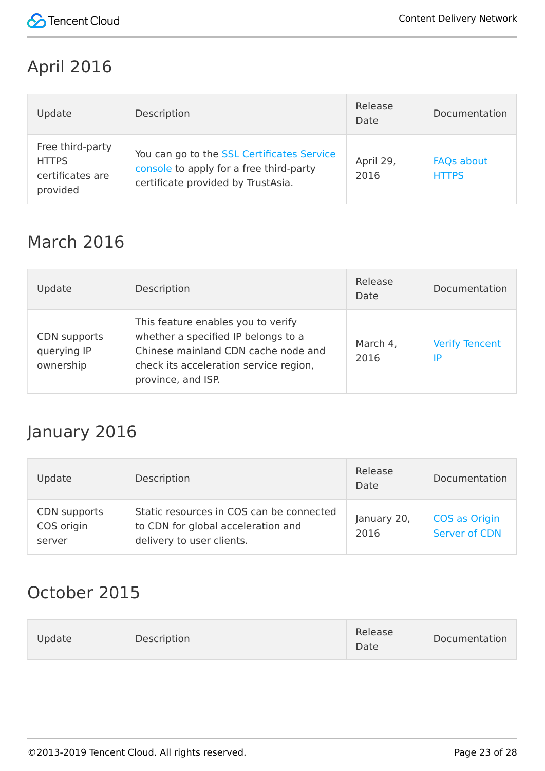## April 2016

| Update | Description | Release Date | Documentation |
| --- | --- | --- | --- |
| Free third-party HTTPS certificates are provided | You can go to the SSL Certificates Service console to apply for a free third-party certificate provided by TrustAsia. | April 29, 2016 | FAQs about HTTPS |

## March 2016

| Update | Description | Release Date | Documentation |
| --- | --- | --- | --- |
| CDN supports querying IP ownership | This feature enables you to verify whether a specified IP belongs to a Chinese mainland CDN cache node and check its acceleration service region, province, and ISP. | March 4, 2016 | Verify Tencent IP |

## January 2016

| Update | Description | Release Date | Documentation |
| --- | --- | --- | --- |
| CDN supports COS origin server | Static resources in COS can be connected to CDN for global acceleration and delivery to user clients. | January 20, 2016 | COS as Origin Server of CDN |

## October 2015

| Update | Description | Release Date | Documentation |
| --- | --- | --- | --- |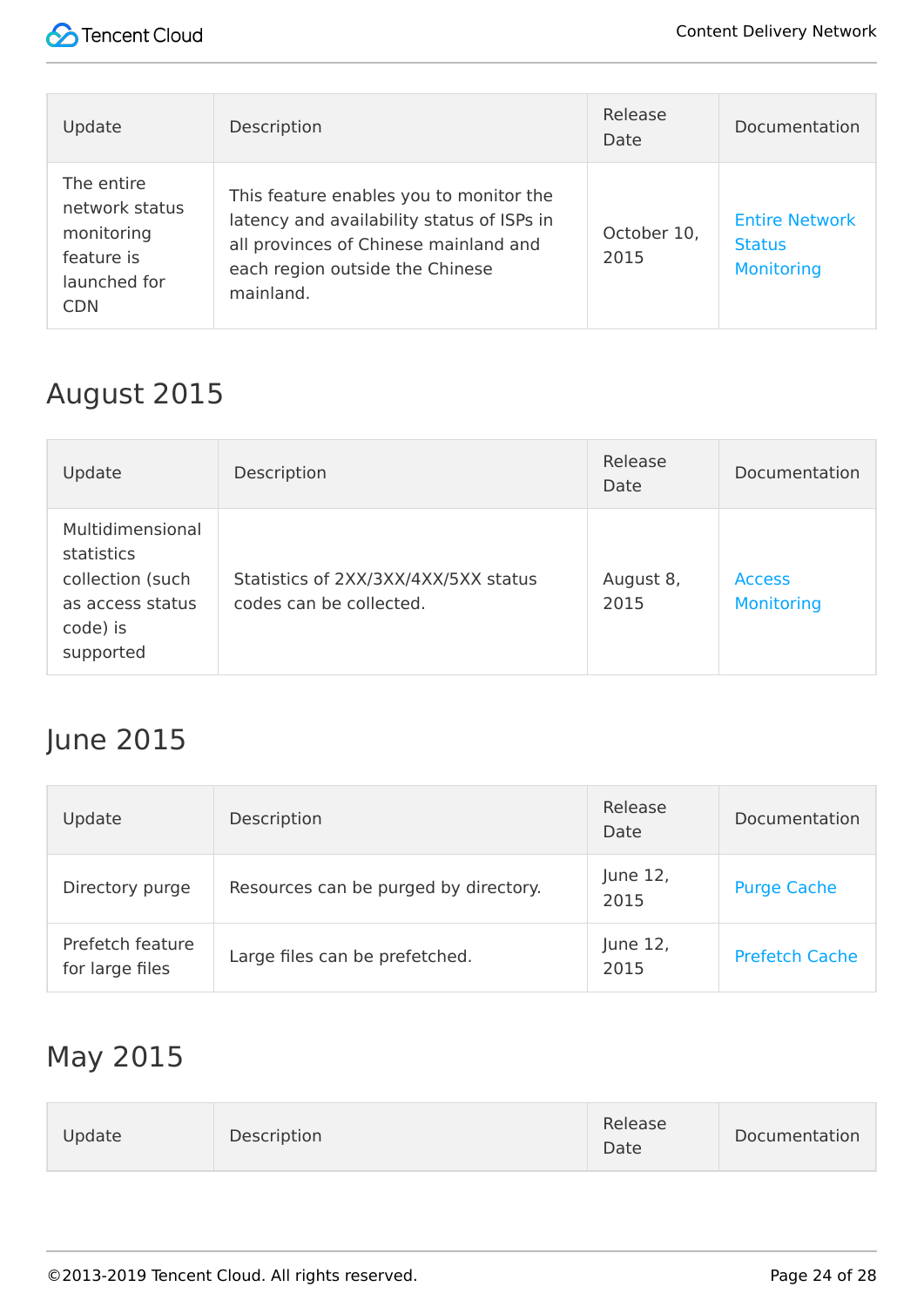| Update | Description | Release Date | Documentation |
| --- | --- | --- | --- |
| The entire network status monitoring feature is launched for CDN | This feature enables you to monitor the latency and availability status of ISPs in all provinces of Chinese mainland and each region outside the Chinese mainland. | October 10, 2015 | Entire Network Status Monitoring |

## August 2015

| Update | Description | Release Date | Documentation |
| --- | --- | --- | --- |
| Multidimensional statistics collection (such as access status code) is supported | Statistics of 2XX/3XX/4XX/5XX status codes can be collected. | August 8, 2015 | Access Monitoring |

## June 2015

| Update | Description | Release Date | Documentation |
| --- | --- | --- | --- |
| Directory purge | Resources can be purged by directory. | June 12, 2015 | Purge Cache |
| Prefetch feature for large files | Large files can be prefetched. | June 12, 2015 | Prefetch Cache |

## May 2015

| Update | Description | Release Date | Documentation |
| --- | --- | --- | --- |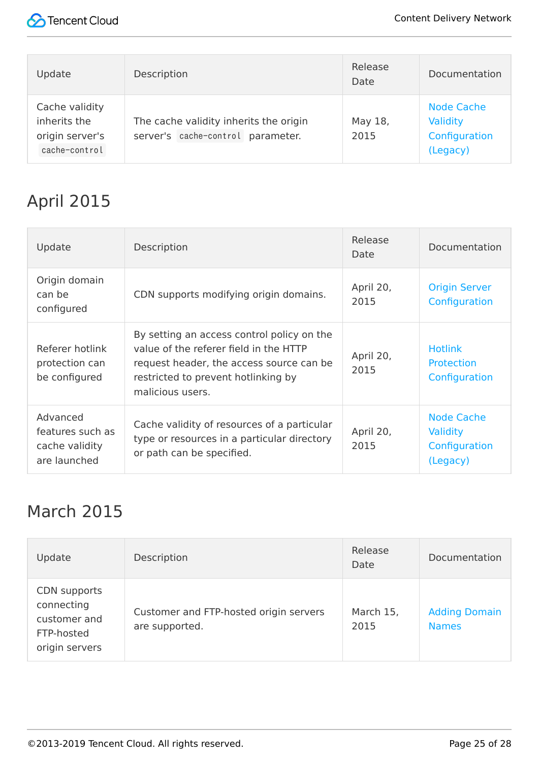| Update | Description | Release Date | Documentation |
| --- | --- | --- | --- |
| Cache validity inherits the origin server's `cache-control` | The cache validity inherits the origin server's `cache-control` parameter. | May 18, 2015 | Node Cache Validity Configuration (Legacy) |

## April 2015

| Update | Description | Release Date | Documentation |
| --- | --- | --- | --- |
| Origin domain can be configured | CDN supports modifying origin domains. | April 20, 2015 | Origin Server Configuration |
| Referer hotlink protection can be configured | By setting an access control policy on the value of the referer field in the HTTP request header, the access source can be restricted to prevent hotlinking by malicious users. | April 20, 2015 | Hotlink Protection Configuration |
| Advanced features such as cache validity are launched | Cache validity of resources of a particular type or resources in a particular directory or path can be specified. | April 20, 2015 | Node Cache Validity Configuration (Legacy) |

## March 2015

| Update | Description | Release Date | Documentation |
| --- | --- | --- | --- |
| CDN supports connecting customer and FTP-hosted origin servers | Customer and FTP-hosted origin servers are supported. | March 15, 2015 | Adding Domain Names |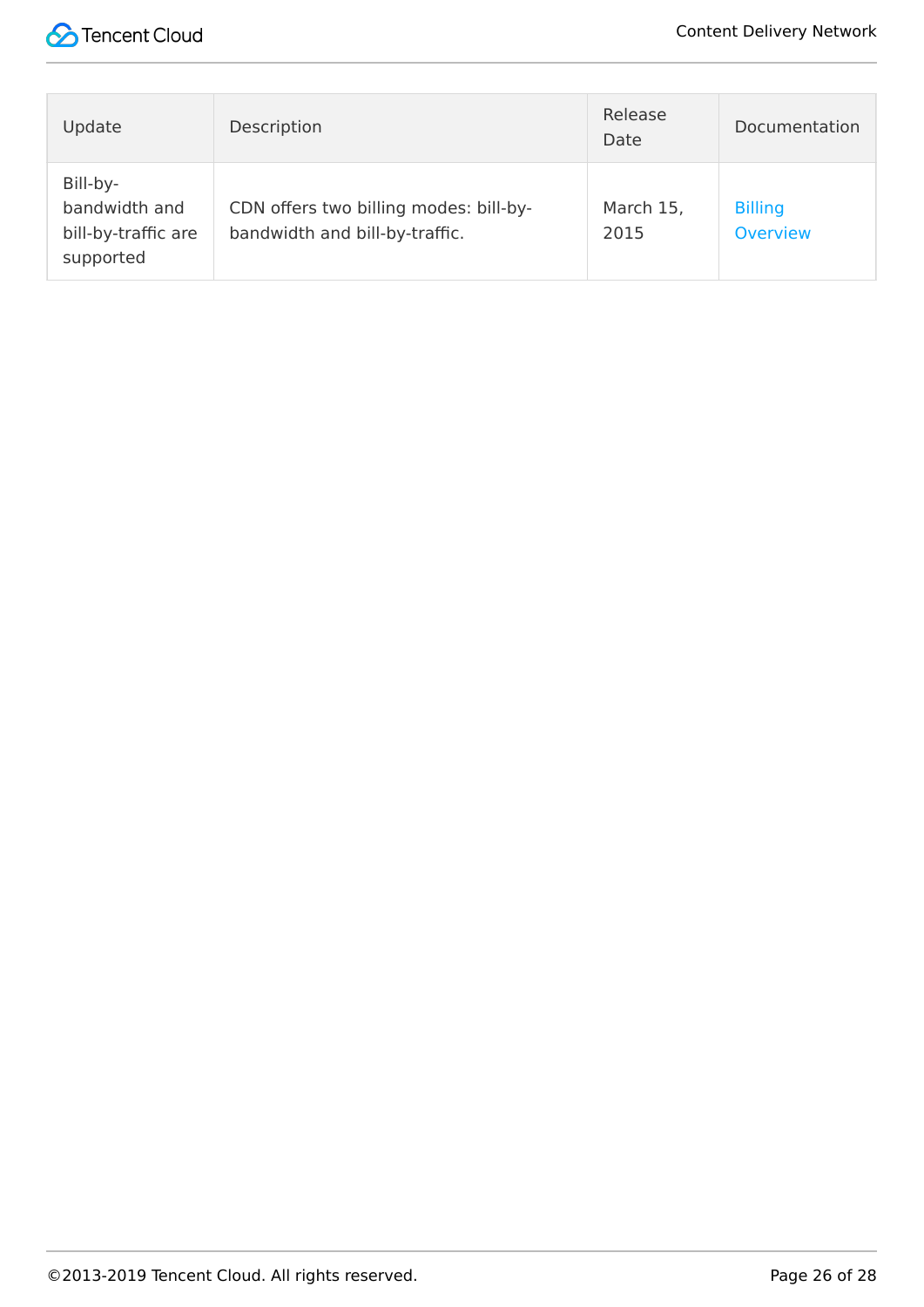| Update | Description | Release Date | Documentation |
|---|---|---|---|
| Bill-by-bandwidth and bill-by-traffic are supported | CDN offers two billing modes: bill-by-bandwidth and bill-by-traffic. | March 15, 2015 | Billing Overview |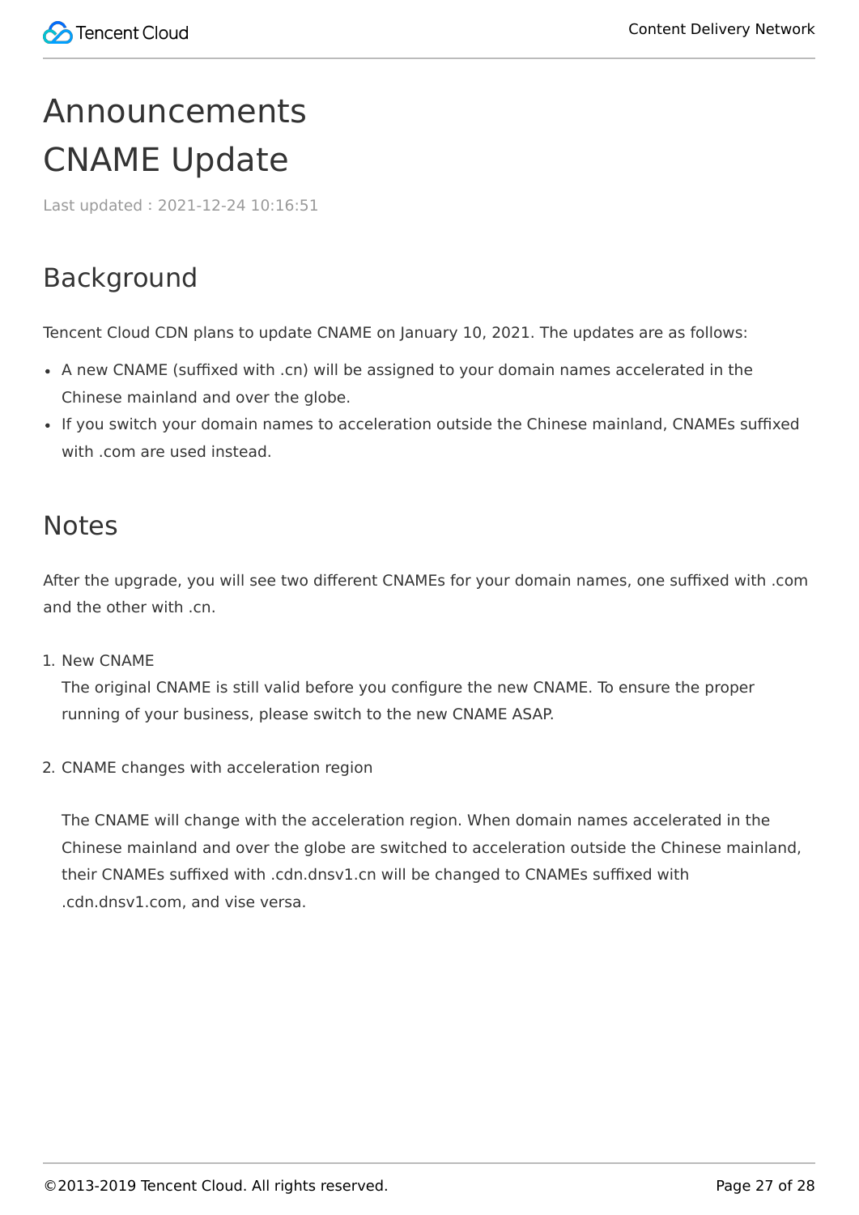# Announcements

# CNAME Update

Last updated : 2021-12-24 10:16:51

## Background

Tencent Cloud CDN plans to update CNAME on January 10, 2021. The updates are as follows:

- A new CNAME (suffixed with .cn) will be assigned to your domain names accelerated in the Chinese mainland and over the globe.
- If you switch your domain names to acceleration outside the Chinese mainland, CNAMEs suffixed with .com are used instead.

## Notes

After the upgrade, you will see two different CNAMEs for your domain names, one suffixed with .com and the other with .cn.

1. New CNAME
   The original CNAME is still valid before you configure the new CNAME. To ensure the proper running of your business, please switch to the new CNAME ASAP.

2. CNAME changes with acceleration region

   The CNAME will change with the acceleration region. When domain names accelerated in the Chinese mainland and over the globe are switched to acceleration outside the Chinese mainland, their CNAMEs suffixed with .cdn.dnsv1.cn will be changed to CNAMEs suffixed with .cdn.dnsv1.com, and vise versa.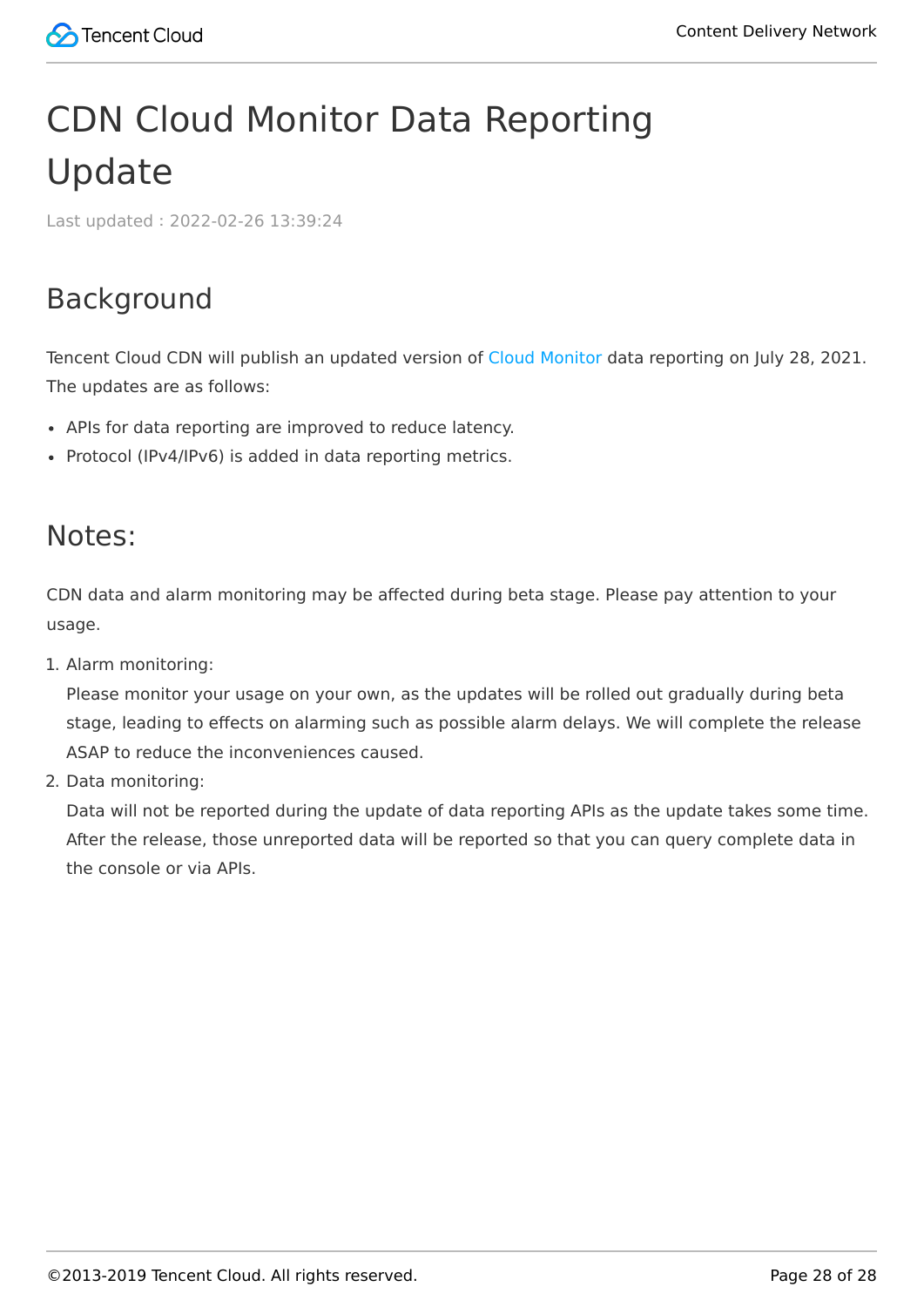# CDN Cloud Monitor Data Reporting Update

Last updated : 2022-02-26 13:39:24

## Background

Tencent Cloud CDN will publish an updated version of Cloud Monitor data reporting on July 28, 2021. The updates are as follows:

- APIs for data reporting are improved to reduce latency.
- Protocol (IPv4/IPv6) is added in data reporting metrics.

## Notes:

CDN data and alarm monitoring may be affected during beta stage. Please pay attention to your usage.

1. Alarm monitoring:
   Please monitor your usage on your own, as the updates will be rolled out gradually during beta stage, leading to effects on alarming such as possible alarm delays. We will complete the release ASAP to reduce the inconveniences caused.
2. Data monitoring:
   Data will not be reported during the update of data reporting APIs as the update takes some time. After the release, those unreported data will be reported so that you can query complete data in the console or via APIs.